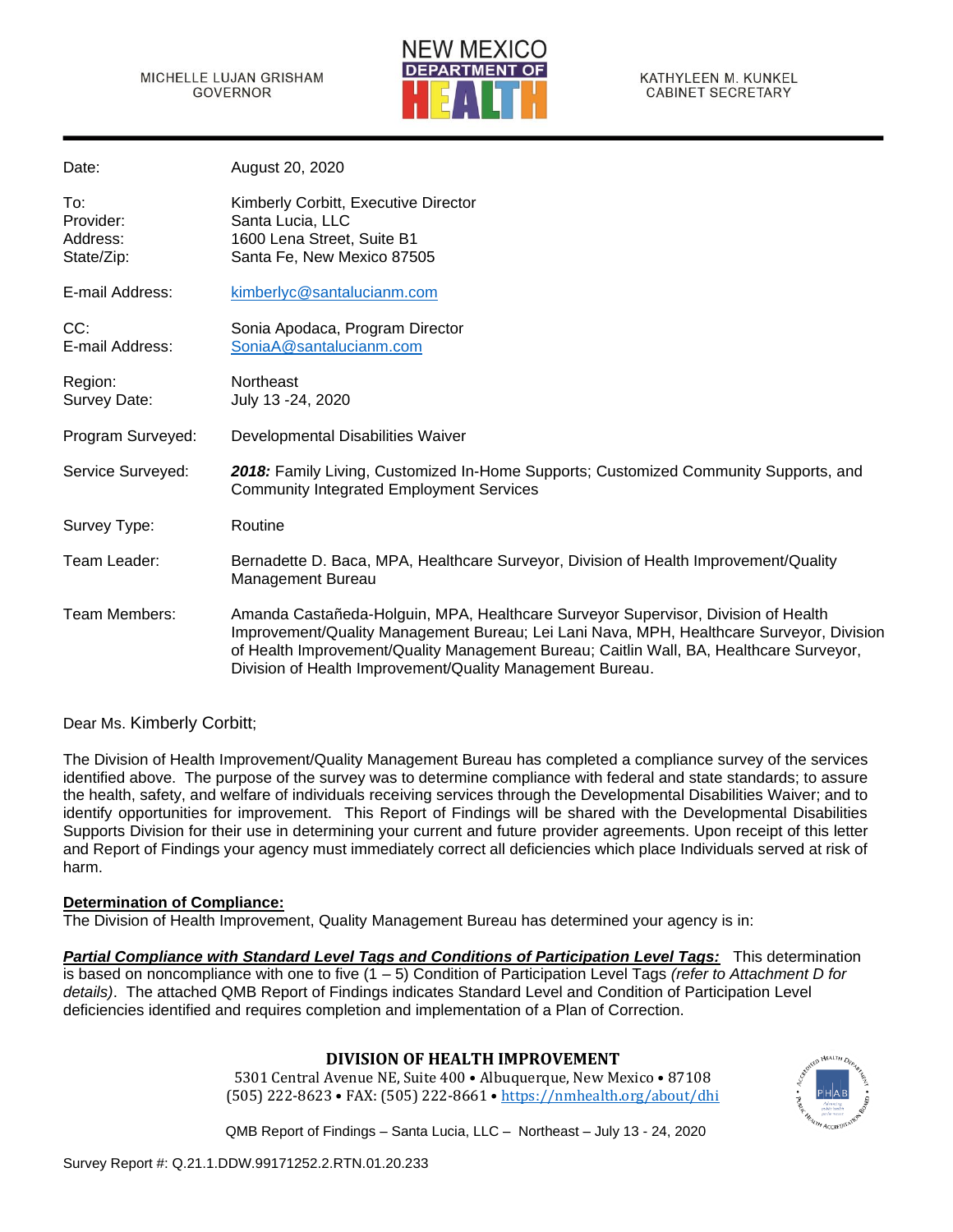MICHELLE LUJAN GRISHAM
GOVERNOR

NEW MEXICO
DEPARTMENT OF
HEALTH

KATHYLEEN M. KUNKEL
CABINET SECRETARY

| | |
|---|---|
| Date: | August 20, 2020 |
| To: | Kimberly Corbitt, Executive Director |
| Provider: | Santa Lucia, LLC |
| Address: | 1600 Lena Street, Suite B1 |
| State/Zip: | Santa Fe, New Mexico 87505 |
| E-mail Address: | kimberlyc@santalucianm.com |
| CC: | Sonia Apodaca, Program Director |
| E-mail Address: | SoniaA@santalucianm.com |
| Region: | Northeast |
| Survey Date: | July 13 -24, 2020 |
| Program Surveyed: | Developmental Disabilities Waiver |
| Service Surveyed: | ***2018:*** Family Living, Customized In-Home Supports; Customized Community Supports, and Community Integrated Employment Services |
| Survey Type: | Routine |
| Team Leader: | Bernadette D. Baca, MPA, Healthcare Surveyor, Division of Health Improvement/Quality Management Bureau |
| Team Members: | Amanda Castañeda-Holguin, MPA, Healthcare Surveyor Supervisor, Division of Health Improvement/Quality Management Bureau; Lei Lani Nava, MPH, Healthcare Surveyor, Division of Health Improvement/Quality Management Bureau; Caitlin Wall, BA, Healthcare Surveyor, Division of Health Improvement/Quality Management Bureau. |

Dear Ms. Kimberly Corbitt;

The Division of Health Improvement/Quality Management Bureau has completed a compliance survey of the services identified above. The purpose of the survey was to determine compliance with federal and state standards; to assure the health, safety, and welfare of individuals receiving services through the Developmental Disabilities Waiver; and to identify opportunities for improvement. This Report of Findings will be shared with the Developmental Disabilities Supports Division for their use in determining your current and future provider agreements. Upon receipt of this letter and Report of Findings your agency must immediately correct all deficiencies which place Individuals served at risk of harm.

**Determination of Compliance:**

The Division of Health Improvement, Quality Management Bureau has determined your agency is in:

***Partial Compliance with Standard Level Tags and Conditions of Participation Level Tags:*** This determination is based on noncompliance with one to five (1 – 5) Condition of Participation Level Tags *(refer to Attachment D for details)*. The attached QMB Report of Findings indicates Standard Level and Condition of Participation Level deficiencies identified and requires completion and implementation of a Plan of Correction.

**DIVISION OF HEALTH IMPROVEMENT**

5301 Central Avenue NE, Suite 400 • Albuquerque, New Mexico • 87108
(505) 222-8623 • FAX: (505) 222-8661 • https://nmhealth.org/about/dhi

QMB Report of Findings – Santa Lucia, LLC – Northeast – July 13 - 24, 2020

Survey Report #: Q.21.1.DDW.99171252.2.RTN.01.20.233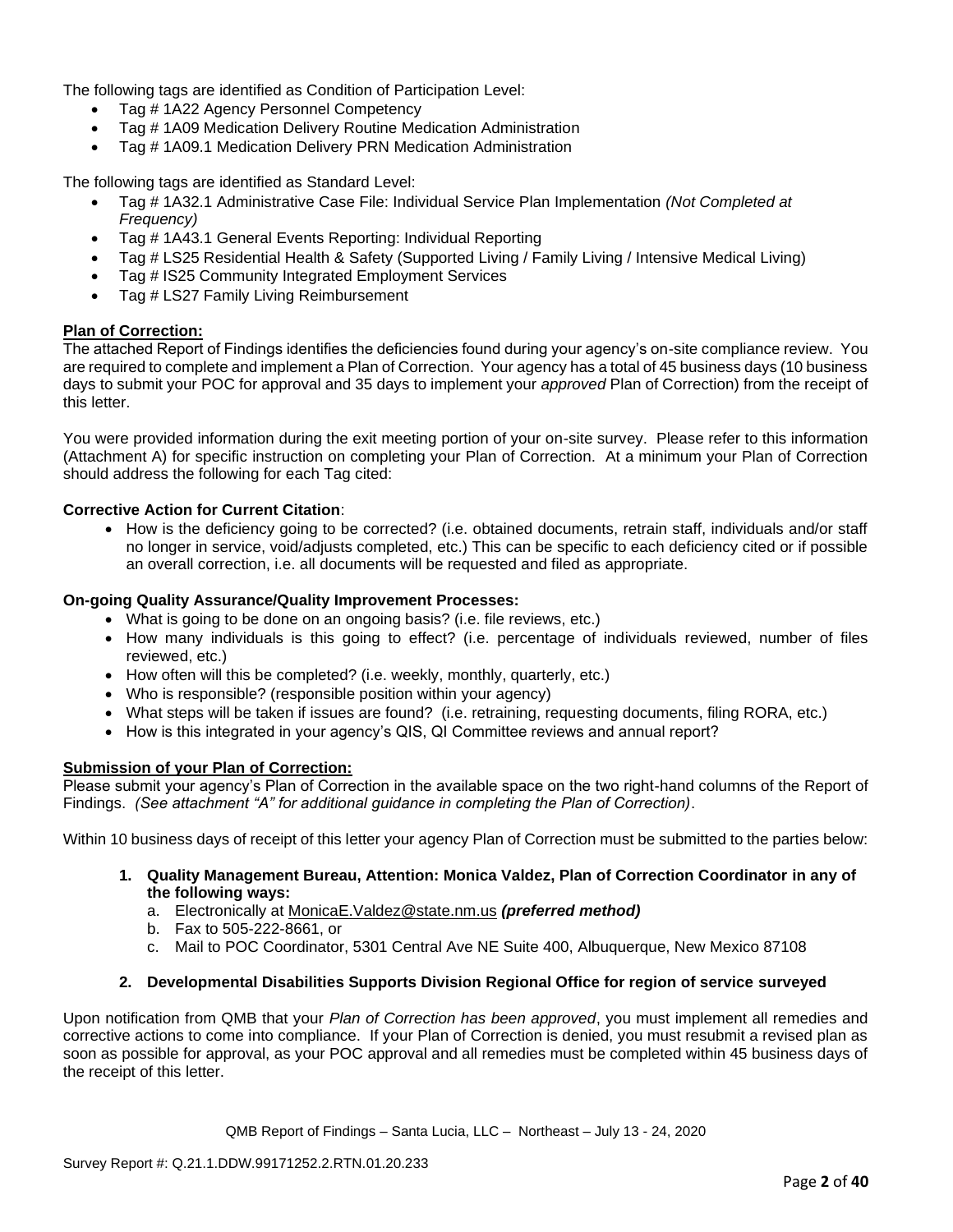The following tags are identified as Condition of Participation Level:

- Tag # 1A22 Agency Personnel Competency
- Tag # 1A09 Medication Delivery Routine Medication Administration
- Tag # 1A09.1 Medication Delivery PRN Medication Administration

The following tags are identified as Standard Level:

- Tag # 1A32.1 Administrative Case File: Individual Service Plan Implementation *(Not Completed at Frequency)*
- Tag # 1A43.1 General Events Reporting: Individual Reporting
- Tag # LS25 Residential Health & Safety (Supported Living / Family Living / Intensive Medical Living)
- Tag # IS25 Community Integrated Employment Services
- Tag # LS27 Family Living Reimbursement

**Plan of Correction:**

The attached Report of Findings identifies the deficiencies found during your agency's on-site compliance review. You are required to complete and implement a Plan of Correction. Your agency has a total of 45 business days (10 business days to submit your POC for approval and 35 days to implement your *approved* Plan of Correction) from the receipt of this letter.

You were provided information during the exit meeting portion of your on-site survey. Please refer to this information (Attachment A) for specific instruction on completing your Plan of Correction. At a minimum your Plan of Correction should address the following for each Tag cited:

**Corrective Action for Current Citation**:

- How is the deficiency going to be corrected? (i.e. obtained documents, retrain staff, individuals and/or staff no longer in service, void/adjusts completed, etc.) This can be specific to each deficiency cited or if possible an overall correction, i.e. all documents will be requested and filed as appropriate.

**On-going Quality Assurance/Quality Improvement Processes:**

- What is going to be done on an ongoing basis? (i.e. file reviews, etc.)
- How many individuals is this going to effect? (i.e. percentage of individuals reviewed, number of files reviewed, etc.)
- How often will this be completed? (i.e. weekly, monthly, quarterly, etc.)
- Who is responsible? (responsible position within your agency)
- What steps will be taken if issues are found? (i.e. retraining, requesting documents, filing RORA, etc.)
- How is this integrated in your agency's QIS, QI Committee reviews and annual report?

**Submission of your Plan of Correction:**

Please submit your agency's Plan of Correction in the available space on the two right-hand columns of the Report of Findings. *(See attachment "A" for additional guidance in completing the Plan of Correction)*.

Within 10 business days of receipt of this letter your agency Plan of Correction must be submitted to the parties below:

1. **Quality Management Bureau, Attention: Monica Valdez, Plan of Correction Coordinator in any of the following ways:**
   a. Electronically at MonicaE.Valdez@state.nm.us ***(preferred method)***
   b. Fax to 505-222-8661, or
   c. Mail to POC Coordinator, 5301 Central Ave NE Suite 400, Albuquerque, New Mexico 87108

2. **Developmental Disabilities Supports Division Regional Office for region of service surveyed**

Upon notification from QMB that your *Plan of Correction has been approved*, you must implement all remedies and corrective actions to come into compliance. If your Plan of Correction is denied, you must resubmit a revised plan as soon as possible for approval, as your POC approval and all remedies must be completed within 45 business days of the receipt of this letter.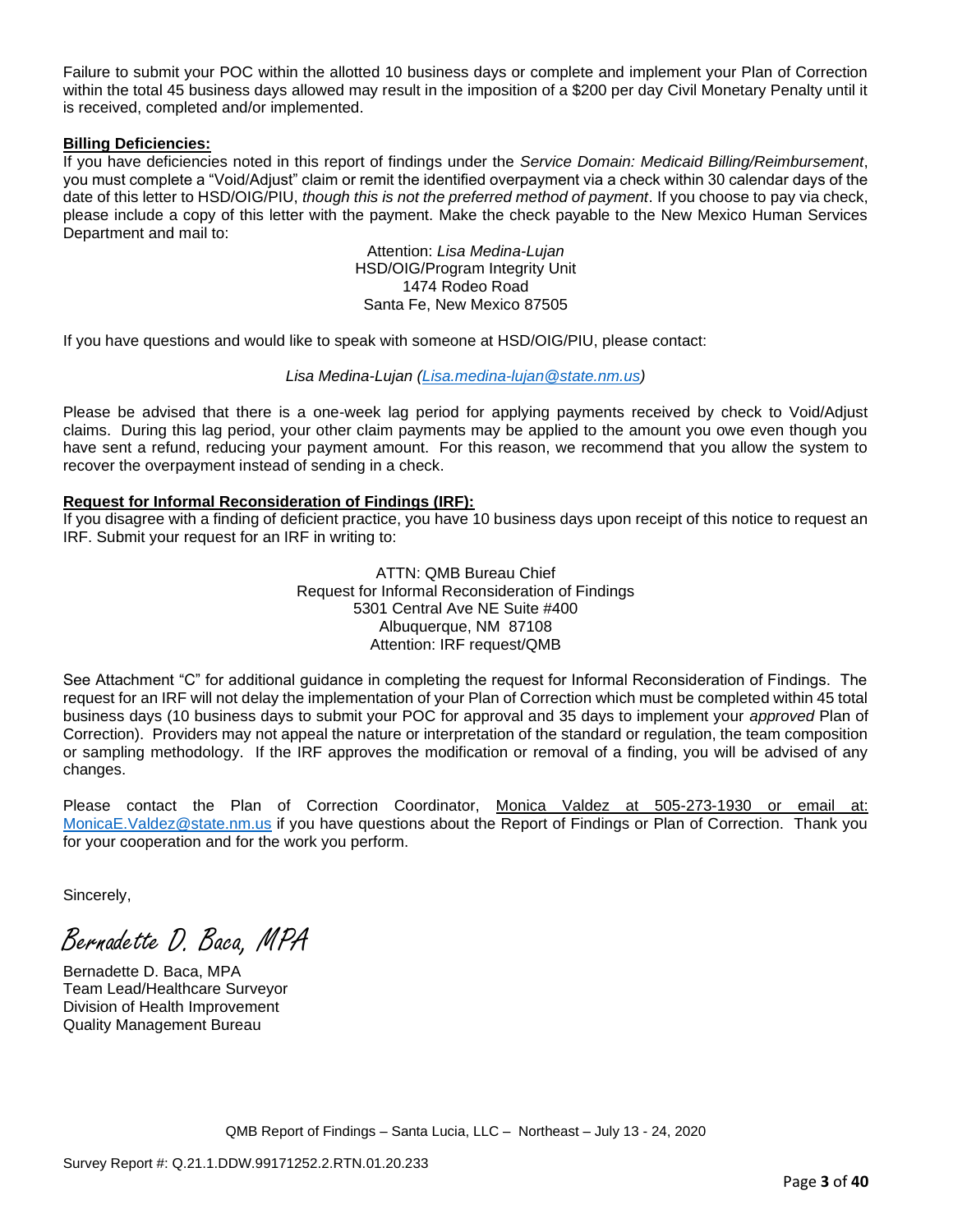Failure to submit your POC within the allotted 10 business days or complete and implement your Plan of Correction within the total 45 business days allowed may result in the imposition of a $200 per day Civil Monetary Penalty until it is received, completed and/or implemented.

**Billing Deficiencies:**

If you have deficiencies noted in this report of findings under the *Service Domain: Medicaid Billing/Reimbursement*, you must complete a "Void/Adjust" claim or remit the identified overpayment via a check within 30 calendar days of the date of this letter to HSD/OIG/PIU, *though this is not the preferred method of payment*. If you choose to pay via check, please include a copy of this letter with the payment. Make the check payable to the New Mexico Human Services Department and mail to:

Attention: *Lisa Medina-Lujan*
HSD/OIG/Program Integrity Unit
1474 Rodeo Road
Santa Fe, New Mexico 87505

If you have questions and would like to speak with someone at HSD/OIG/PIU, please contact:

*Lisa Medina-Lujan (Lisa.medina-lujan@state.nm.us)*

Please be advised that there is a one-week lag period for applying payments received by check to Void/Adjust claims. During this lag period, your other claim payments may be applied to the amount you owe even though you have sent a refund, reducing your payment amount. For this reason, we recommend that you allow the system to recover the overpayment instead of sending in a check.

**Request for Informal Reconsideration of Findings (IRF):**

If you disagree with a finding of deficient practice, you have 10 business days upon receipt of this notice to request an IRF. Submit your request for an IRF in writing to:

ATTN: QMB Bureau Chief
Request for Informal Reconsideration of Findings
5301 Central Ave NE Suite #400
Albuquerque, NM 87108
Attention: IRF request/QMB

See Attachment "C" for additional guidance in completing the request for Informal Reconsideration of Findings. The request for an IRF will not delay the implementation of your Plan of Correction which must be completed within 45 total business days (10 business days to submit your POC for approval and 35 days to implement your *approved* Plan of Correction). Providers may not appeal the nature or interpretation of the standard or regulation, the team composition or sampling methodology. If the IRF approves the modification or removal of a finding, you will be advised of any changes.

Please contact the Plan of Correction Coordinator, Monica Valdez at 505-273-1930 or email at: MonicaE.Valdez@state.nm.us if you have questions about the Report of Findings or Plan of Correction. Thank you for your cooperation and for the work you perform.

Sincerely,

*Bernadette D. Baca, MPA*

Bernadette D. Baca, MPA
Team Lead/Healthcare Surveyor
Division of Health Improvement
Quality Management Bureau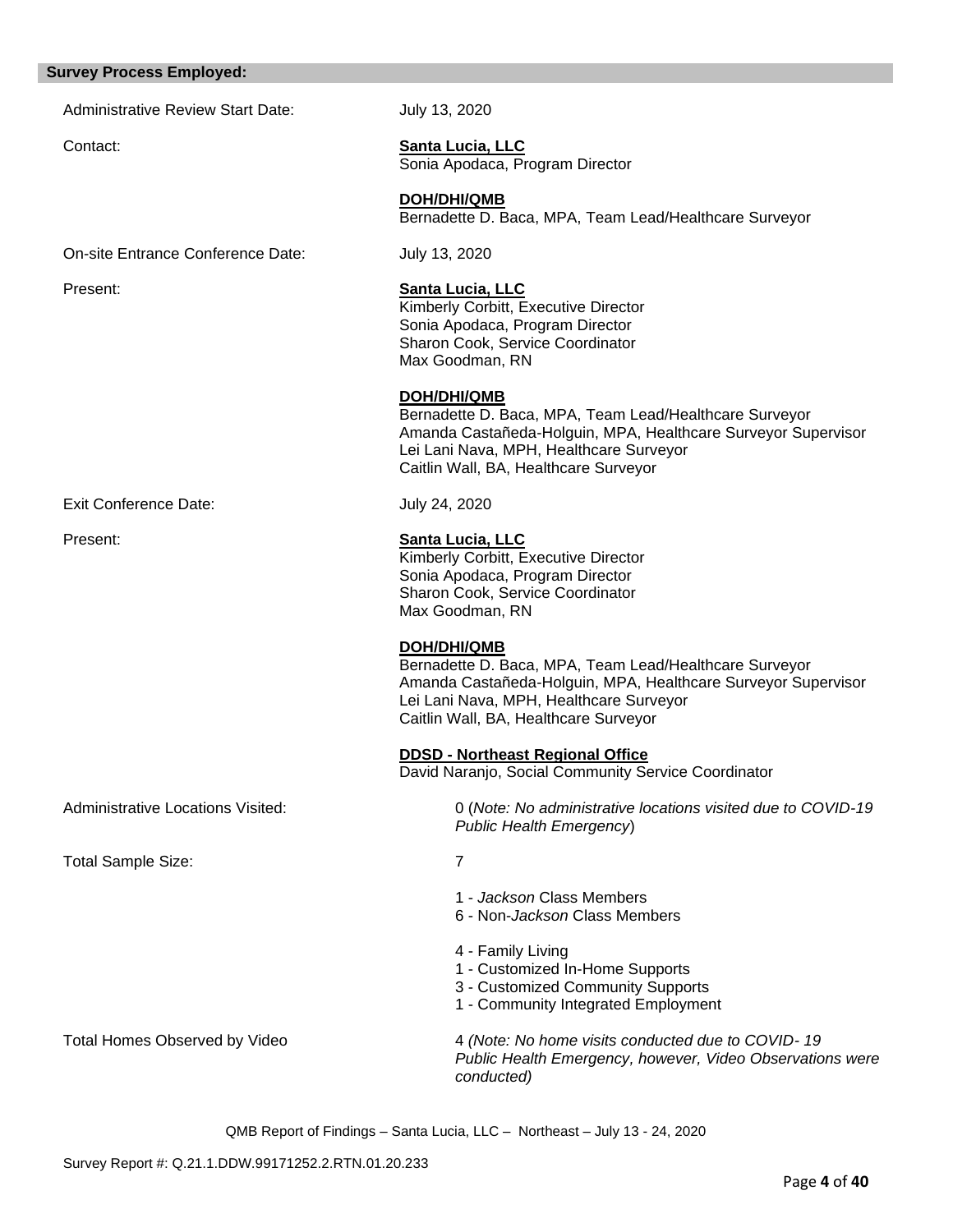## Survey Process Employed:

Administrative Review Start Date: July 13, 2020

Contact:

**Santa Lucia, LLC**
Sonia Apodaca, Program Director

**DOH/DHI/QMB**
Bernadette D. Baca, MPA, Team Lead/Healthcare Surveyor

On-site Entrance Conference Date: July 13, 2020

Present:

**Santa Lucia, LLC**
Kimberly Corbitt, Executive Director
Sonia Apodaca, Program Director
Sharon Cook, Service Coordinator
Max Goodman, RN

**DOH/DHI/QMB**
Bernadette D. Baca, MPA, Team Lead/Healthcare Surveyor
Amanda Castañeda-Holguin, MPA, Healthcare Surveyor Supervisor
Lei Lani Nava, MPH, Healthcare Surveyor
Caitlin Wall, BA, Healthcare Surveyor

Exit Conference Date: July 24, 2020

Present:

**Santa Lucia, LLC**
Kimberly Corbitt, Executive Director
Sonia Apodaca, Program Director
Sharon Cook, Service Coordinator
Max Goodman, RN

**DOH/DHI/QMB**
Bernadette D. Baca, MPA, Team Lead/Healthcare Surveyor
Amanda Castañeda-Holguin, MPA, Healthcare Surveyor Supervisor
Lei Lani Nava, MPH, Healthcare Surveyor
Caitlin Wall, BA, Healthcare Surveyor

**DDSD - Northeast Regional Office**
David Naranjo, Social Community Service Coordinator

Administrative Locations Visited: 0 (*Note: No administrative locations visited due to COVID-19 Public Health Emergency*)

Total Sample Size: 7

1 - *Jackson* Class Members
6 - Non-*Jackson* Class Members

4 - Family Living
1 - Customized In-Home Supports
3 - Customized Community Supports
1 - Community Integrated Employment

Total Homes Observed by Video: 4 *(Note: No home visits conducted due to COVID- 19 Public Health Emergency, however, Video Observations were conducted)*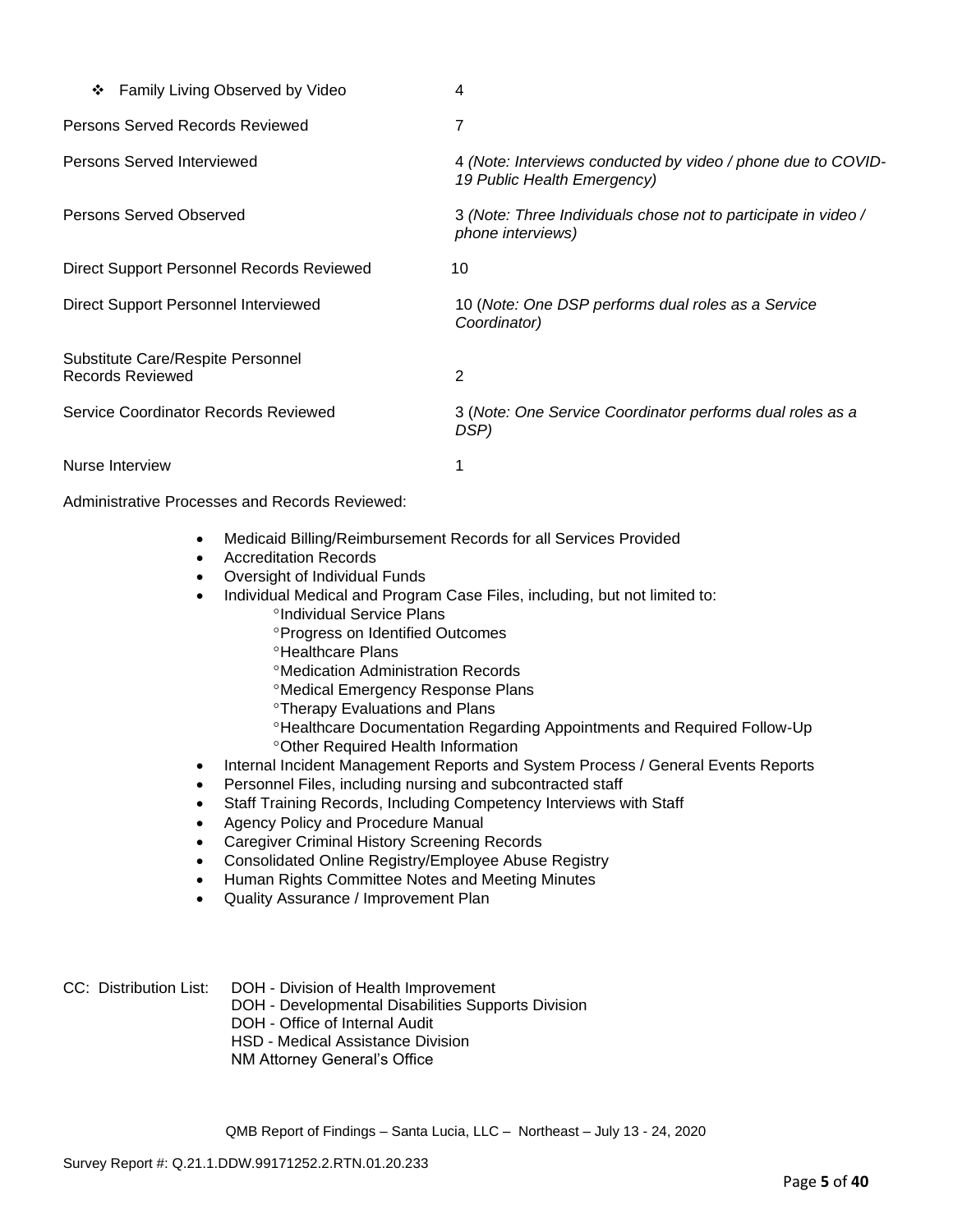- ❖ Family Living Observed by Video 4

| | |
|---|---|
| Persons Served Records Reviewed | 7 |
| Persons Served Interviewed | 4 *(Note: Interviews conducted by video / phone due to COVID-19 Public Health Emergency)* |
| Persons Served Observed | 3 *(Note: Three Individuals chose not to participate in video / phone interviews)* |
| Direct Support Personnel Records Reviewed | 10 |
| Direct Support Personnel Interviewed | 10 (*Note: One DSP performs dual roles as a Service Coordinator)* |
| Substitute Care/Respite Personnel Records Reviewed | 2 |
| Service Coordinator Records Reviewed | 3 (*Note: One Service Coordinator performs dual roles as a DSP)* |
| Nurse Interview | 1 |

Administrative Processes and Records Reviewed:

- Medicaid Billing/Reimbursement Records for all Services Provided
- Accreditation Records
- Oversight of Individual Funds
- Individual Medical and Program Case Files, including, but not limited to:
  - Individual Service Plans
  - Progress on Identified Outcomes
  - Healthcare Plans
  - Medication Administration Records
  - Medical Emergency Response Plans
  - Therapy Evaluations and Plans
  - Healthcare Documentation Regarding Appointments and Required Follow-Up
  - Other Required Health Information
- Internal Incident Management Reports and System Process / General Events Reports
- Personnel Files, including nursing and subcontracted staff
- Staff Training Records, Including Competency Interviews with Staff
- Agency Policy and Procedure Manual
- Caregiver Criminal History Screening Records
- Consolidated Online Registry/Employee Abuse Registry
- Human Rights Committee Notes and Meeting Minutes
- Quality Assurance / Improvement Plan

CC: Distribution List: DOH - Division of Health Improvement
DOH - Developmental Disabilities Supports Division
DOH - Office of Internal Audit
HSD - Medical Assistance Division
NM Attorney General's Office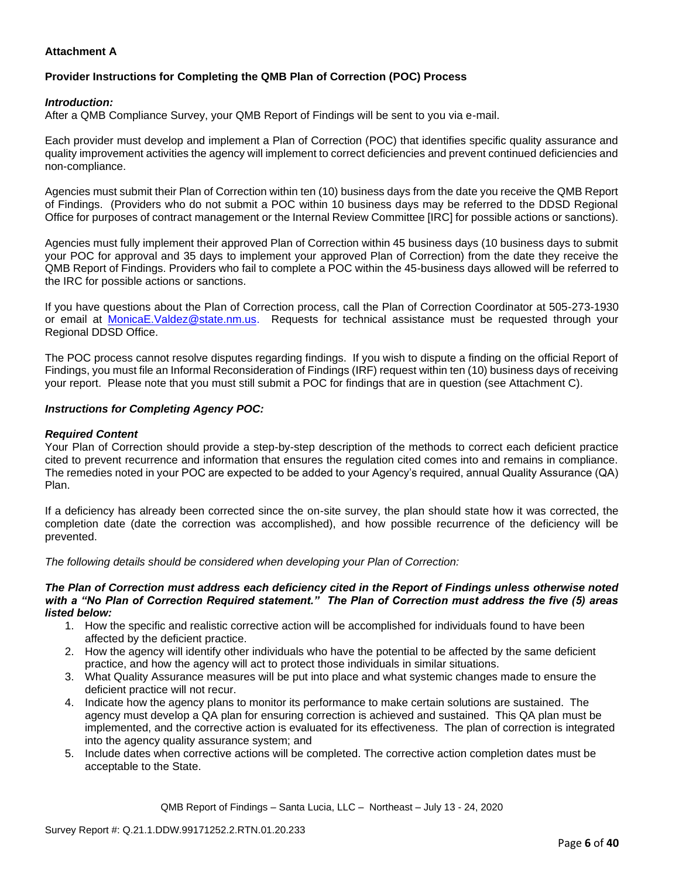**Attachment A**

**Provider Instructions for Completing the QMB Plan of Correction (POC) Process**

***Introduction:***
After a QMB Compliance Survey, your QMB Report of Findings will be sent to you via e-mail.

Each provider must develop and implement a Plan of Correction (POC) that identifies specific quality assurance and quality improvement activities the agency will implement to correct deficiencies and prevent continued deficiencies and non-compliance.

Agencies must submit their Plan of Correction within ten (10) business days from the date you receive the QMB Report of Findings. (Providers who do not submit a POC within 10 business days may be referred to the DDSD Regional Office for purposes of contract management or the Internal Review Committee [IRC] for possible actions or sanctions).

Agencies must fully implement their approved Plan of Correction within 45 business days (10 business days to submit your POC for approval and 35 days to implement your approved Plan of Correction) from the date they receive the QMB Report of Findings. Providers who fail to complete a POC within the 45-business days allowed will be referred to the IRC for possible actions or sanctions.

If you have questions about the Plan of Correction process, call the Plan of Correction Coordinator at 505-273-1930 or email at MonicaE.Valdez@state.nm.us. Requests for technical assistance must be requested through your Regional DDSD Office.

The POC process cannot resolve disputes regarding findings. If you wish to dispute a finding on the official Report of Findings, you must file an Informal Reconsideration of Findings (IRF) request within ten (10) business days of receiving your report. Please note that you must still submit a POC for findings that are in question (see Attachment C).

***Instructions for Completing Agency POC:***

***Required Content***
Your Plan of Correction should provide a step-by-step description of the methods to correct each deficient practice cited to prevent recurrence and information that ensures the regulation cited comes into and remains in compliance. The remedies noted in your POC are expected to be added to your Agency's required, annual Quality Assurance (QA) Plan.

If a deficiency has already been corrected since the on-site survey, the plan should state how it was corrected, the completion date (date the correction was accomplished), and how possible recurrence of the deficiency will be prevented.

*The following details should be considered when developing your Plan of Correction:*

***The Plan of Correction must address each deficiency cited in the Report of Findings unless otherwise noted with a "No Plan of Correction Required statement." The Plan of Correction must address the five (5) areas listed below:***

1. How the specific and realistic corrective action will be accomplished for individuals found to have been affected by the deficient practice.
2. How the agency will identify other individuals who have the potential to be affected by the same deficient practice, and how the agency will act to protect those individuals in similar situations.
3. What Quality Assurance measures will be put into place and what systemic changes made to ensure the deficient practice will not recur.
4. Indicate how the agency plans to monitor its performance to make certain solutions are sustained. The agency must develop a QA plan for ensuring correction is achieved and sustained. This QA plan must be implemented, and the corrective action is evaluated for its effectiveness. The plan of correction is integrated into the agency quality assurance system; and
5. Include dates when corrective actions will be completed. The corrective action completion dates must be acceptable to the State.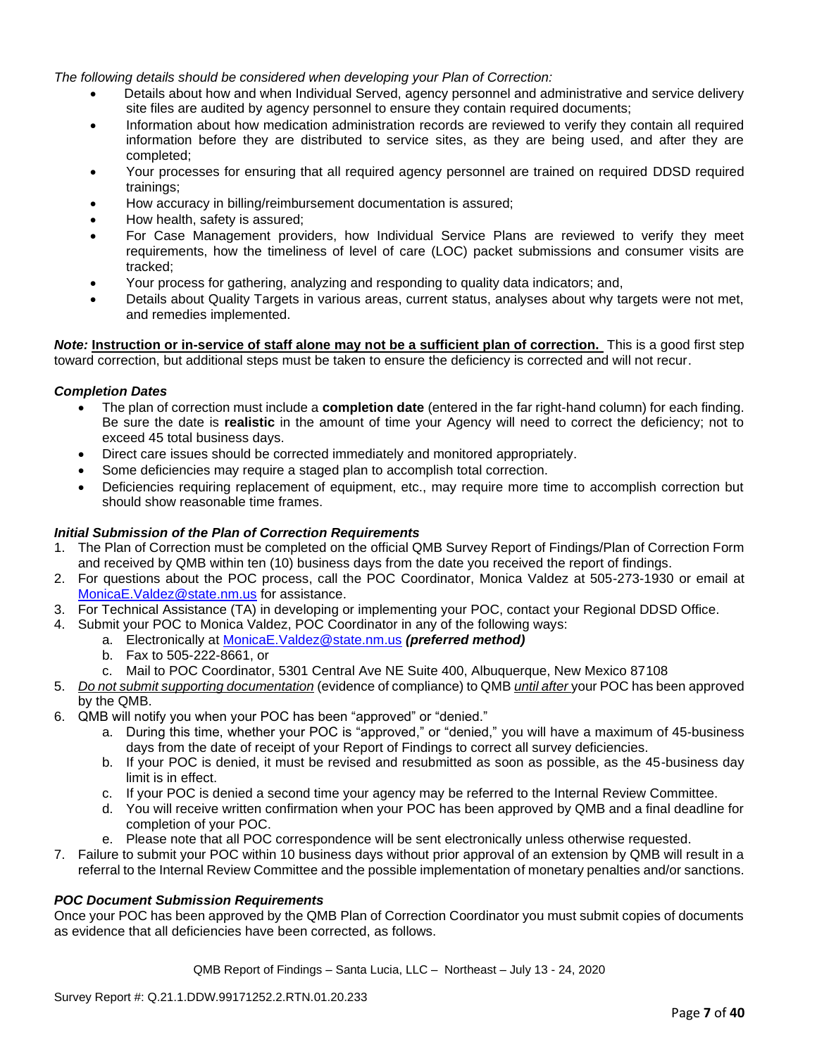*The following details should be considered when developing your Plan of Correction:*

- Details about how and when Individual Served, agency personnel and administrative and service delivery site files are audited by agency personnel to ensure they contain required documents;
- Information about how medication administration records are reviewed to verify they contain all required information before they are distributed to service sites, as they are being used, and after they are completed;
- Your processes for ensuring that all required agency personnel are trained on required DDSD required trainings;
- How accuracy in billing/reimbursement documentation is assured;
- How health, safety is assured;
- For Case Management providers, how Individual Service Plans are reviewed to verify they meet requirements, how the timeliness of level of care (LOC) packet submissions and consumer visits are tracked;
- Your process for gathering, analyzing and responding to quality data indicators; and,
- Details about Quality Targets in various areas, current status, analyses about why targets were not met, and remedies implemented.

***Note:*** **Instruction or in-service of staff alone may not be a sufficient plan of correction.** This is a good first step toward correction, but additional steps must be taken to ensure the deficiency is corrected and will not recur.

### *Completion Dates*

- The plan of correction must include a **completion date** (entered in the far right-hand column) for each finding. Be sure the date is **realistic** in the amount of time your Agency will need to correct the deficiency; not to exceed 45 total business days.
- Direct care issues should be corrected immediately and monitored appropriately.
- Some deficiencies may require a staged plan to accomplish total correction.
- Deficiencies requiring replacement of equipment, etc., may require more time to accomplish correction but should show reasonable time frames.

### *Initial Submission of the Plan of Correction Requirements*

1. The Plan of Correction must be completed on the official QMB Survey Report of Findings/Plan of Correction Form and received by QMB within ten (10) business days from the date you received the report of findings.
2. For questions about the POC process, call the POC Coordinator, Monica Valdez at 505-273-1930 or email at MonicaE.Valdez@state.nm.us for assistance.
3. For Technical Assistance (TA) in developing or implementing your POC, contact your Regional DDSD Office.
4. Submit your POC to Monica Valdez, POC Coordinator in any of the following ways:
   a. Electronically at MonicaE.Valdez@state.nm.us ***(preferred method)***
   b. Fax to 505-222-8661, or
   c. Mail to POC Coordinator, 5301 Central Ave NE Suite 400, Albuquerque, New Mexico 87108
5. *Do not submit supporting documentation* (evidence of compliance) to QMB *until after* your POC has been approved by the QMB.
6. QMB will notify you when your POC has been "approved" or "denied."
   a. During this time, whether your POC is "approved," or "denied," you will have a maximum of 45-business days from the date of receipt of your Report of Findings to correct all survey deficiencies.
   b. If your POC is denied, it must be revised and resubmitted as soon as possible, as the 45-business day limit is in effect.
   c. If your POC is denied a second time your agency may be referred to the Internal Review Committee.
   d. You will receive written confirmation when your POC has been approved by QMB and a final deadline for completion of your POC.
   e. Please note that all POC correspondence will be sent electronically unless otherwise requested.
7. Failure to submit your POC within 10 business days without prior approval of an extension by QMB will result in a referral to the Internal Review Committee and the possible implementation of monetary penalties and/or sanctions.

### *POC Document Submission Requirements*

Once your POC has been approved by the QMB Plan of Correction Coordinator you must submit copies of documents as evidence that all deficiencies have been corrected, as follows.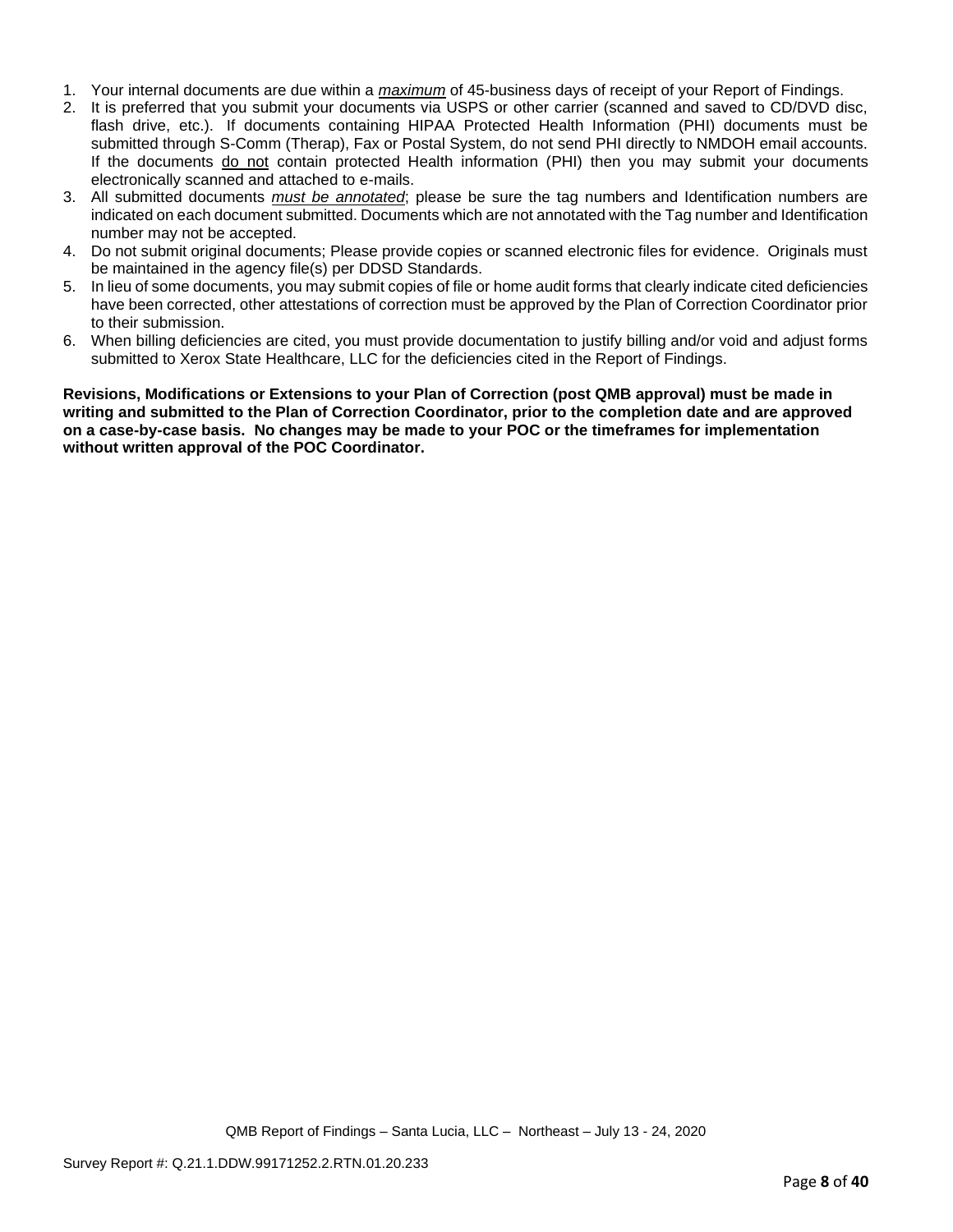1. Your internal documents are due within a *maximum* of 45-business days of receipt of your Report of Findings.
2. It is preferred that you submit your documents via USPS or other carrier (scanned and saved to CD/DVD disc, flash drive, etc.). If documents containing HIPAA Protected Health Information (PHI) documents must be submitted through S-Comm (Therap), Fax or Postal System, do not send PHI directly to NMDOH email accounts. If the documents do not contain protected Health information (PHI) then you may submit your documents electronically scanned and attached to e-mails.
3. All submitted documents *must be annotated*; please be sure the tag numbers and Identification numbers are indicated on each document submitted. Documents which are not annotated with the Tag number and Identification number may not be accepted.
4. Do not submit original documents; Please provide copies or scanned electronic files for evidence. Originals must be maintained in the agency file(s) per DDSD Standards.
5. In lieu of some documents, you may submit copies of file or home audit forms that clearly indicate cited deficiencies have been corrected, other attestations of correction must be approved by the Plan of Correction Coordinator prior to their submission.
6. When billing deficiencies are cited, you must provide documentation to justify billing and/or void and adjust forms submitted to Xerox State Healthcare, LLC for the deficiencies cited in the Report of Findings.

**Revisions, Modifications or Extensions to your Plan of Correction (post QMB approval) must be made in writing and submitted to the Plan of Correction Coordinator, prior to the completion date and are approved on a case-by-case basis. No changes may be made to your POC or the timeframes for implementation without written approval of the POC Coordinator.**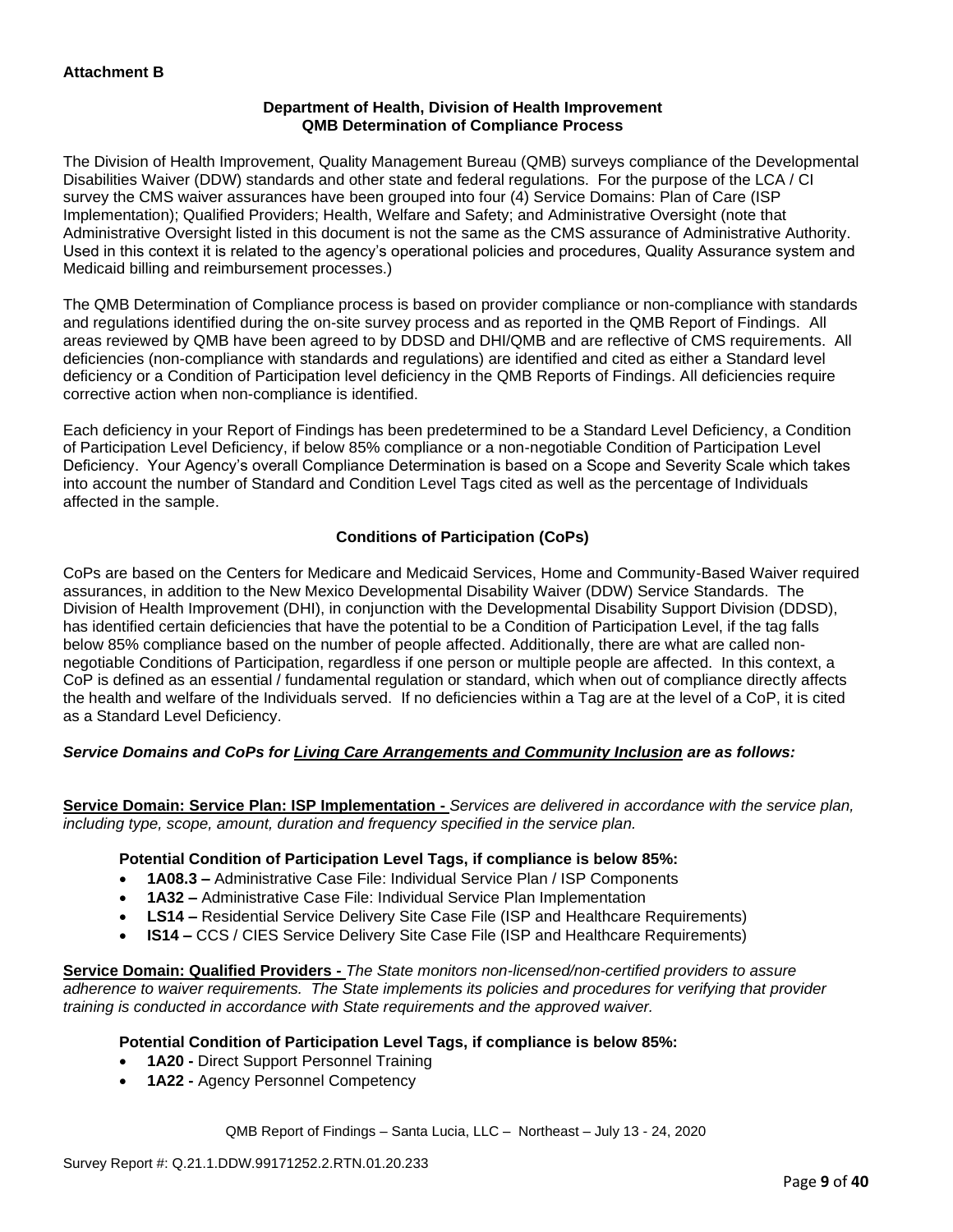**Attachment B**

**Department of Health, Division of Health Improvement**
**QMB Determination of Compliance Process**

The Division of Health Improvement, Quality Management Bureau (QMB) surveys compliance of the Developmental Disabilities Waiver (DDW) standards and other state and federal regulations. For the purpose of the LCA / CI survey the CMS waiver assurances have been grouped into four (4) Service Domains: Plan of Care (ISP Implementation); Qualified Providers; Health, Welfare and Safety; and Administrative Oversight (note that Administrative Oversight listed in this document is not the same as the CMS assurance of Administrative Authority. Used in this context it is related to the agency's operational policies and procedures, Quality Assurance system and Medicaid billing and reimbursement processes.)

The QMB Determination of Compliance process is based on provider compliance or non-compliance with standards and regulations identified during the on-site survey process and as reported in the QMB Report of Findings. All areas reviewed by QMB have been agreed to by DDSD and DHI/QMB and are reflective of CMS requirements. All deficiencies (non-compliance with standards and regulations) are identified and cited as either a Standard level deficiency or a Condition of Participation level deficiency in the QMB Reports of Findings. All deficiencies require corrective action when non-compliance is identified.

Each deficiency in your Report of Findings has been predetermined to be a Standard Level Deficiency, a Condition of Participation Level Deficiency, if below 85% compliance or a non-negotiable Condition of Participation Level Deficiency. Your Agency's overall Compliance Determination is based on a Scope and Severity Scale which takes into account the number of Standard and Condition Level Tags cited as well as the percentage of Individuals affected in the sample.

**Conditions of Participation (CoPs)**

CoPs are based on the Centers for Medicare and Medicaid Services, Home and Community-Based Waiver required assurances, in addition to the New Mexico Developmental Disability Waiver (DDW) Service Standards. The Division of Health Improvement (DHI), in conjunction with the Developmental Disability Support Division (DDSD), has identified certain deficiencies that have the potential to be a Condition of Participation Level, if the tag falls below 85% compliance based on the number of people affected. Additionally, there are what are called non-negotiable Conditions of Participation, regardless if one person or multiple people are affected. In this context, a CoP is defined as an essential / fundamental regulation or standard, which when out of compliance directly affects the health and welfare of the Individuals served. If no deficiencies within a Tag are at the level of a CoP, it is cited as a Standard Level Deficiency.

***Service Domains and CoPs for Living Care Arrangements and Community Inclusion are as follows:***

**Service Domain: Service Plan: ISP Implementation -** *Services are delivered in accordance with the service plan, including type, scope, amount, duration and frequency specified in the service plan.*

**Potential Condition of Participation Level Tags, if compliance is below 85%:**

- **1A08.3 –** Administrative Case File: Individual Service Plan / ISP Components
- **1A32 –** Administrative Case File: Individual Service Plan Implementation
- **LS14 –** Residential Service Delivery Site Case File (ISP and Healthcare Requirements)
- **IS14 –** CCS / CIES Service Delivery Site Case File (ISP and Healthcare Requirements)

**Service Domain: Qualified Providers -** *The State monitors non-licensed/non-certified providers to assure adherence to waiver requirements. The State implements its policies and procedures for verifying that provider training is conducted in accordance with State requirements and the approved waiver.*

**Potential Condition of Participation Level Tags, if compliance is below 85%:**

- **1A20 -** Direct Support Personnel Training
- **1A22 -** Agency Personnel Competency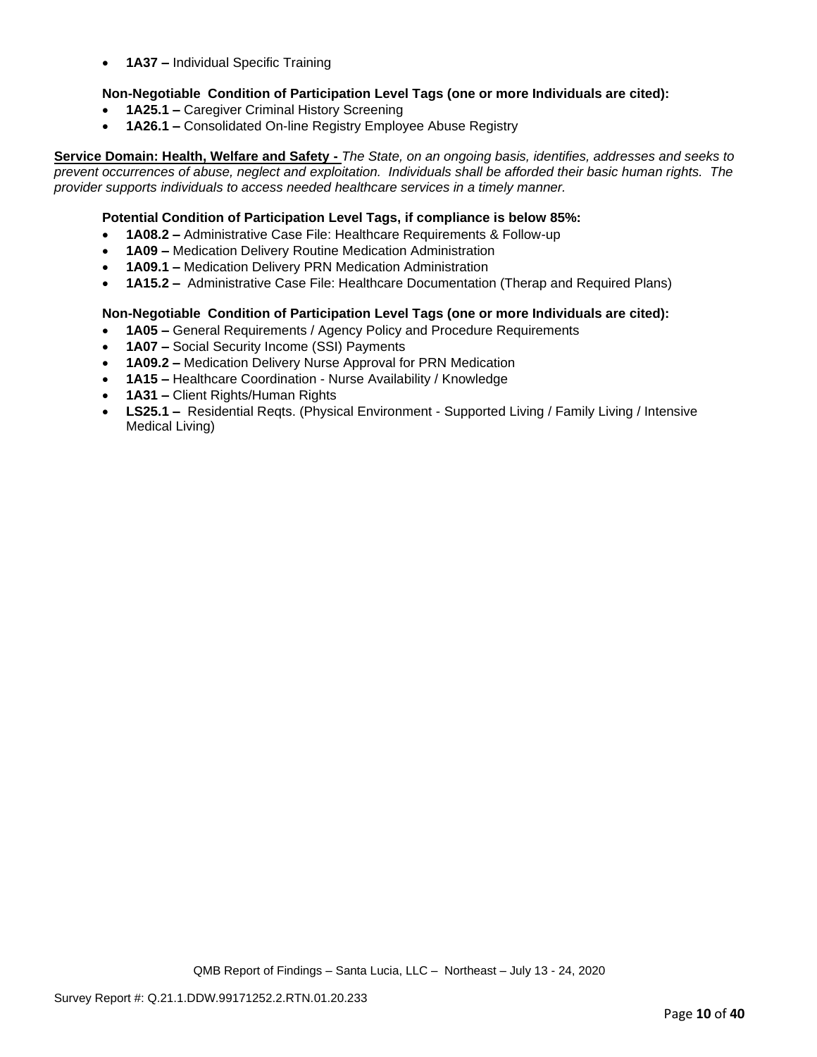- **1A37 –** Individual Specific Training

**Non-Negotiable Condition of Participation Level Tags (one or more Individuals are cited):**

- **1A25.1 –** Caregiver Criminal History Screening
- **1A26.1 –** Consolidated On-line Registry Employee Abuse Registry

**Service Domain: Health, Welfare and Safety -** *The State, on an ongoing basis, identifies, addresses and seeks to prevent occurrences of abuse, neglect and exploitation. Individuals shall be afforded their basic human rights. The provider supports individuals to access needed healthcare services in a timely manner.*

**Potential Condition of Participation Level Tags, if compliance is below 85%:**

- **1A08.2 –** Administrative Case File: Healthcare Requirements & Follow-up
- **1A09 –** Medication Delivery Routine Medication Administration
- **1A09.1 –** Medication Delivery PRN Medication Administration
- **1A15.2 –** Administrative Case File: Healthcare Documentation (Therap and Required Plans)

**Non-Negotiable Condition of Participation Level Tags (one or more Individuals are cited):**

- **1A05 –** General Requirements / Agency Policy and Procedure Requirements
- **1A07 –** Social Security Income (SSI) Payments
- **1A09.2 –** Medication Delivery Nurse Approval for PRN Medication
- **1A15 –** Healthcare Coordination - Nurse Availability / Knowledge
- **1A31 –** Client Rights/Human Rights
- **LS25.1 –** Residential Reqts. (Physical Environment - Supported Living / Family Living / Intensive Medical Living)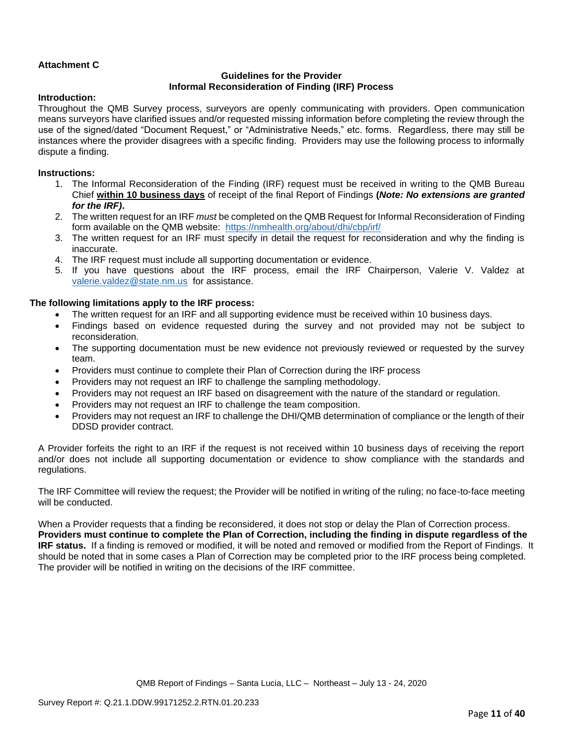**Attachment C**

**Guidelines for the Provider**
**Informal Reconsideration of Finding (IRF) Process**

**Introduction:**
Throughout the QMB Survey process, surveyors are openly communicating with providers. Open communication means surveyors have clarified issues and/or requested missing information before completing the review through the use of the signed/dated "Document Request," or "Administrative Needs," etc. forms. Regardless, there may still be instances where the provider disagrees with a specific finding. Providers may use the following process to informally dispute a finding.

**Instructions:**

1. The Informal Reconsideration of the Finding (IRF) request must be received in writing to the QMB Bureau Chief **within 10 business days** of receipt of the final Report of Findings **(*Note: No extensions are granted for the IRF)*.**
2. The written request for an IRF *must* be completed on the QMB Request for Informal Reconsideration of Finding form available on the QMB website: https://nmhealth.org/about/dhi/cbp/irf/
3. The written request for an IRF must specify in detail the request for reconsideration and why the finding is inaccurate.
4. The IRF request must include all supporting documentation or evidence.
5. If you have questions about the IRF process, email the IRF Chairperson, Valerie V. Valdez at valerie.valdez@state.nm.us for assistance.

**The following limitations apply to the IRF process:**

- The written request for an IRF and all supporting evidence must be received within 10 business days.
- Findings based on evidence requested during the survey and not provided may not be subject to reconsideration.
- The supporting documentation must be new evidence not previously reviewed or requested by the survey team.
- Providers must continue to complete their Plan of Correction during the IRF process
- Providers may not request an IRF to challenge the sampling methodology.
- Providers may not request an IRF based on disagreement with the nature of the standard or regulation.
- Providers may not request an IRF to challenge the team composition.
- Providers may not request an IRF to challenge the DHI/QMB determination of compliance or the length of their DDSD provider contract.

A Provider forfeits the right to an IRF if the request is not received within 10 business days of receiving the report and/or does not include all supporting documentation or evidence to show compliance with the standards and regulations.

The IRF Committee will review the request; the Provider will be notified in writing of the ruling; no face-to-face meeting will be conducted.

When a Provider requests that a finding be reconsidered, it does not stop or delay the Plan of Correction process. **Providers must continue to complete the Plan of Correction, including the finding in dispute regardless of the IRF status.** If a finding is removed or modified, it will be noted and removed or modified from the Report of Findings. It should be noted that in some cases a Plan of Correction may be completed prior to the IRF process being completed. The provider will be notified in writing on the decisions of the IRF committee.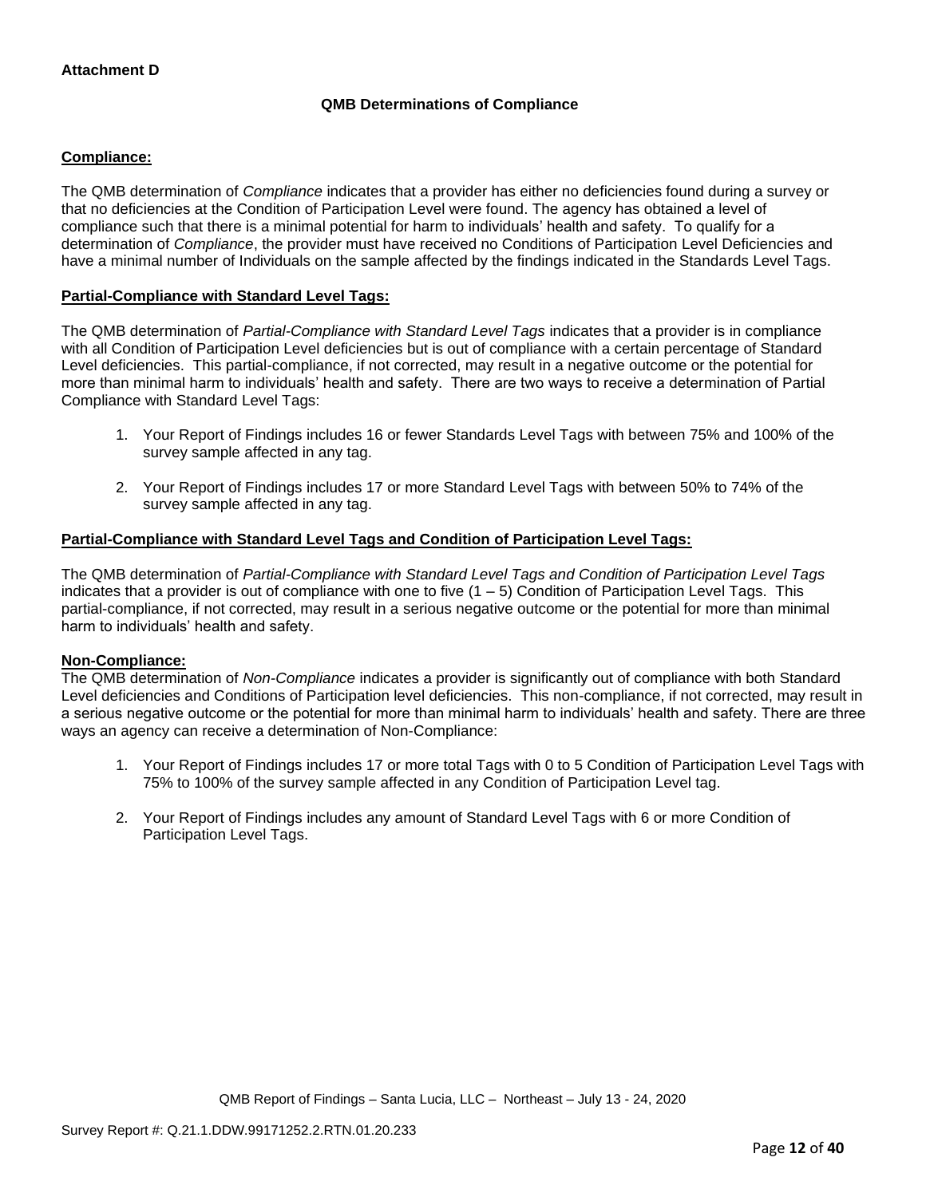**Attachment D**

**QMB Determinations of Compliance**

**Compliance:**

The QMB determination of *Compliance* indicates that a provider has either no deficiencies found during a survey or that no deficiencies at the Condition of Participation Level were found. The agency has obtained a level of compliance such that there is a minimal potential for harm to individuals' health and safety. To qualify for a determination of *Compliance*, the provider must have received no Conditions of Participation Level Deficiencies and have a minimal number of Individuals on the sample affected by the findings indicated in the Standards Level Tags.

**Partial-Compliance with Standard Level Tags:**

The QMB determination of *Partial-Compliance with Standard Level Tags* indicates that a provider is in compliance with all Condition of Participation Level deficiencies but is out of compliance with a certain percentage of Standard Level deficiencies. This partial-compliance, if not corrected, may result in a negative outcome or the potential for more than minimal harm to individuals' health and safety. There are two ways to receive a determination of Partial Compliance with Standard Level Tags:

1. Your Report of Findings includes 16 or fewer Standards Level Tags with between 75% and 100% of the survey sample affected in any tag.
2. Your Report of Findings includes 17 or more Standard Level Tags with between 50% to 74% of the survey sample affected in any tag.

**Partial-Compliance with Standard Level Tags and Condition of Participation Level Tags:**

The QMB determination of *Partial-Compliance with Standard Level Tags and Condition of Participation Level Tags* indicates that a provider is out of compliance with one to five (1 – 5) Condition of Participation Level Tags. This partial-compliance, if not corrected, may result in a serious negative outcome or the potential for more than minimal harm to individuals' health and safety.

**Non-Compliance:**

The QMB determination of *Non-Compliance* indicates a provider is significantly out of compliance with both Standard Level deficiencies and Conditions of Participation level deficiencies. This non-compliance, if not corrected, may result in a serious negative outcome or the potential for more than minimal harm to individuals' health and safety. There are three ways an agency can receive a determination of Non-Compliance:

1. Your Report of Findings includes 17 or more total Tags with 0 to 5 Condition of Participation Level Tags with 75% to 100% of the survey sample affected in any Condition of Participation Level tag.
2. Your Report of Findings includes any amount of Standard Level Tags with 6 or more Condition of Participation Level Tags.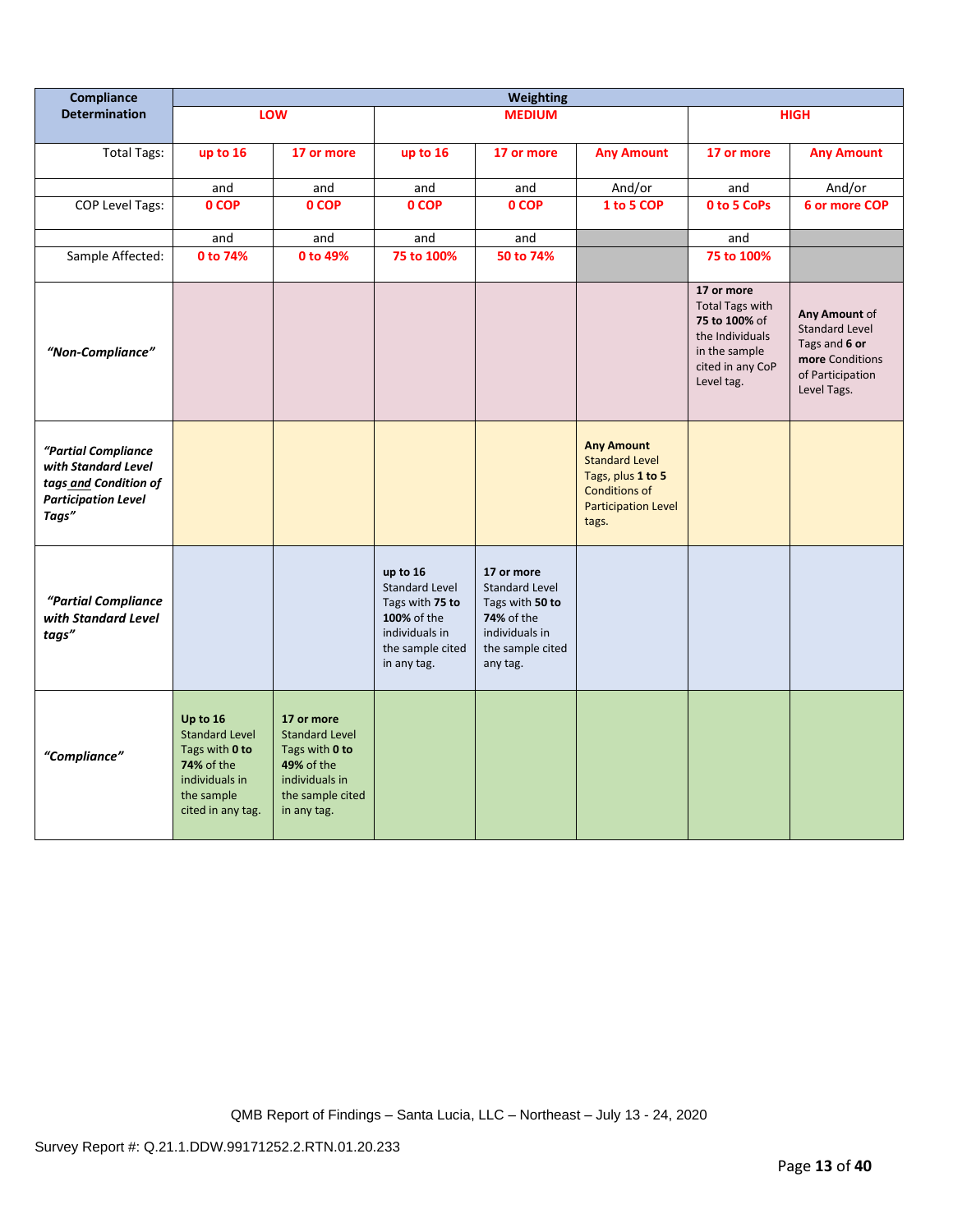| Compliance Determination | Weighting | | | | | | |
|---|---|---|---|---|---|---|---|
| | LOW | | MEDIUM | | | HIGH | |
| Total Tags: | up to 16 | 17 or more | up to 16 | 17 or more | Any Amount | 17 or more | Any Amount |
| | and | and | and | and | And/or | and | And/or |
| COP Level Tags: | 0 COP | 0 COP | 0 COP | 0 COP | 1 to 5 COP | 0 to 5 CoPs | 6 or more COP |
| | and | and | and | and | | and | |
| Sample Affected: | 0 to 74% | 0 to 49% | 75 to 100% | 50 to 74% | | 75 to 100% | |
| *"Non-Compliance"* | | | | | | **17 or more** Total Tags with **75 to 100%** of the Individuals in the sample cited in any CoP Level tag. | **Any Amount** of Standard Level Tags and **6 or more** Conditions of Participation Level Tags. |
| *"Partial Compliance with Standard Level tags and Condition of Participation Level Tags"* | | | | | **Any Amount** Standard Level Tags, plus **1 to 5** Conditions of Participation Level tags. | | |
| *"Partial Compliance with Standard Level tags"* | | | **up to 16** Standard Level Tags with **75 to 100%** of the individuals in the sample cited in any tag. | **17 or more** Standard Level Tags with **50 to 74%** of the individuals in the sample cited any tag. | | | |
| *"Compliance"* | **Up to 16** Standard Level Tags with **0 to 74%** of the individuals in the sample cited in any tag. | **17 or more** Standard Level Tags with **0 to 49%** of the individuals in the sample cited in any tag. | | | | | |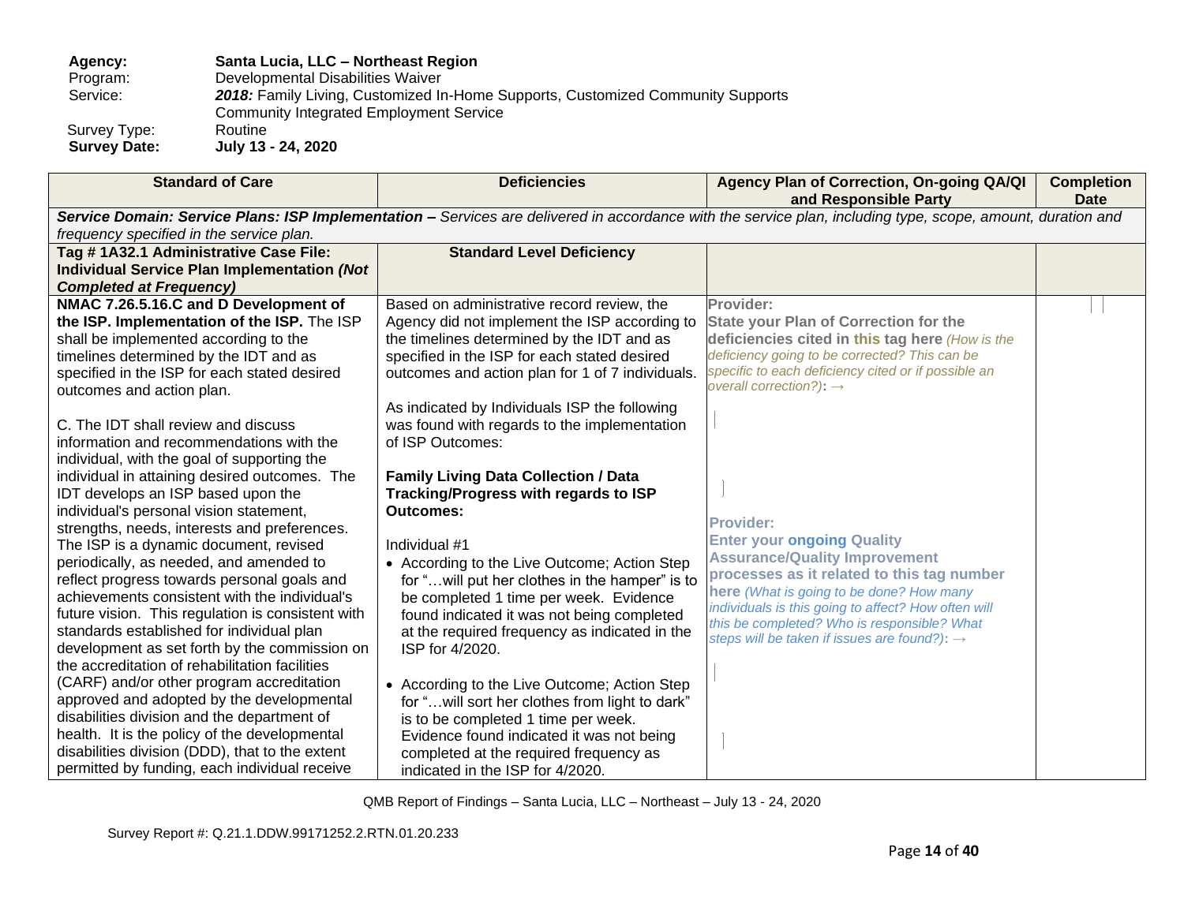| | |
|---|---|
| **Agency:** | **Santa Lucia, LLC – Northeast Region** |
| Program: | Developmental Disabilities Waiver |
| Service: | ***2018:*** Family Living, Customized In-Home Supports, Customized Community Supports Community Integrated Employment Service |
| Survey Type: | Routine |
| **Survey Date:** | **July 13 - 24, 2020** |

| Standard of Care | Deficiencies | Agency Plan of Correction, On-going QA/QI and Responsible Party | Completion Date |
|---|---|---|---|
| ***Service Domain: Service Plans: ISP Implementation –*** *Services are delivered in accordance with the service plan, including type, scope, amount, duration and frequency specified in the service plan.* | | | |
| **Tag # 1A32.1 Administrative Case File: Individual Service Plan Implementation *(Not Completed at Frequency)*** | **Standard Level Deficiency** | | |
| **NMAC 7.26.5.16.C and D Development of the ISP. Implementation of the ISP.** The ISP shall be implemented according to the timelines determined by the IDT and as specified in the ISP for each stated desired outcomes and action plan.<br><br>C. The IDT shall review and discuss information and recommendations with the individual, with the goal of supporting the individual in attaining desired outcomes. The IDT develops an ISP based upon the individual's personal vision statement, strengths, needs, interests and preferences. The ISP is a dynamic document, revised periodically, as needed, and amended to reflect progress towards personal goals and achievements consistent with the individual's future vision. This regulation is consistent with standards established for individual plan development as set forth by the commission on the accreditation of rehabilitation facilities (CARF) and/or other program accreditation approved and adopted by the developmental disabilities division and the department of health. It is the policy of the developmental disabilities division (DDD), that to the extent permitted by funding, each individual receive | Based on administrative record review, the Agency did not implement the ISP according to the timelines determined by the IDT and as specified in the ISP for each stated desired outcomes and action plan for 1 of 7 individuals.<br><br>As indicated by Individuals ISP the following was found with regards to the implementation of ISP Outcomes:<br><br>**Family Living Data Collection / Data Tracking/Progress with regards to ISP Outcomes:**<br><br>Individual #1<br>• According to the Live Outcome; Action Step for "…will put her clothes in the hamper" is to be completed 1 time per week. Evidence found indicated it was not being completed at the required frequency as indicated in the ISP for 4/2020.<br><br>• According to the Live Outcome; Action Step for "…will sort her clothes from light to dark" is to be completed 1 time per week. Evidence found indicated it was not being completed at the required frequency as indicated in the ISP for 4/2020. | **Provider:**<br>**State your Plan of Correction for the deficiencies cited in this tag here** *(How is the deficiency going to be corrected? This can be specific to each deficiency cited or if possible an overall correction?)*: →<br><br><br><br>**Provider:**<br>**Enter your ongoing Quality Assurance/Quality Improvement processes as it related to this tag number here** *(What is going to be done? How many individuals is this going to affect? How often will this be completed? Who is responsible? What steps will be taken if issues are found?)*: → | |

QMB Report of Findings – Santa Lucia, LLC – Northeast – July 13 - 24, 2020

Survey Report #: Q.21.1.DDW.99171252.2.RTN.01.20.233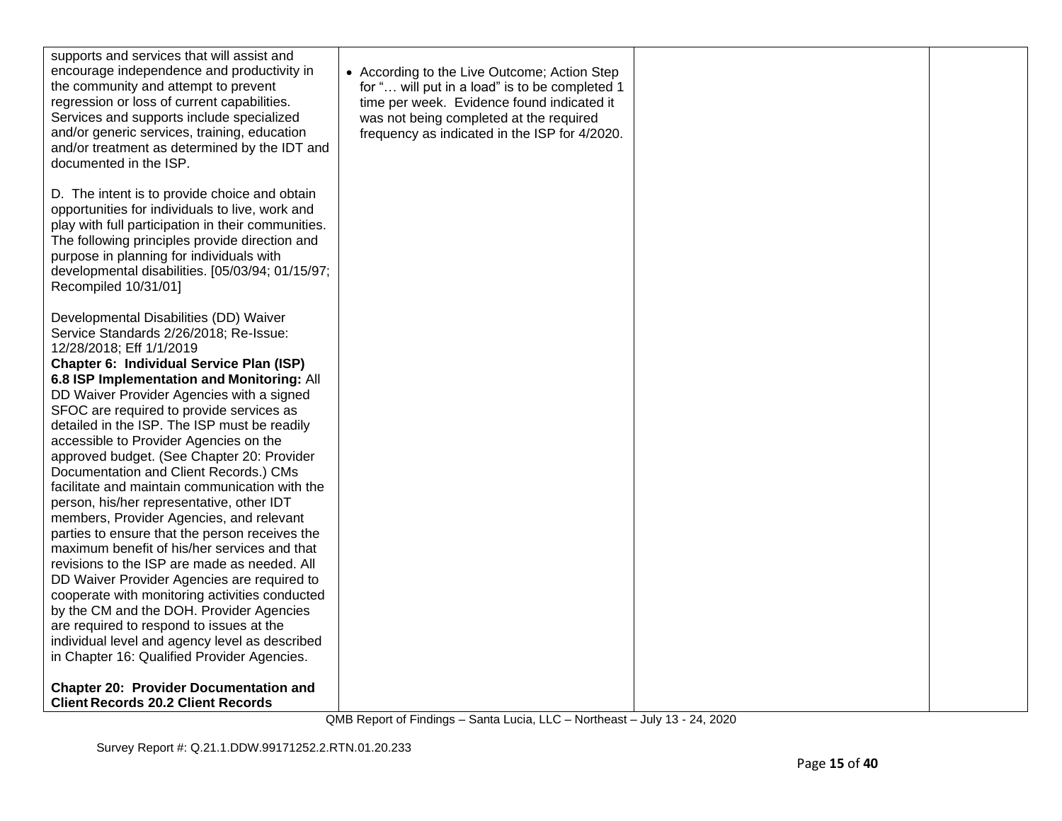| | | | |
|---|---|---|---|
| supports and services that will assist and encourage independence and productivity in the community and attempt to prevent regression or loss of current capabilities. Services and supports include specialized and/or generic services, training, education and/or treatment as determined by the IDT and documented in the ISP.<br><br>D. The intent is to provide choice and obtain opportunities for individuals to live, work and play with full participation in their communities. The following principles provide direction and purpose in planning for individuals with developmental disabilities. [05/03/94; 01/15/97; Recompiled 10/31/01]<br><br>Developmental Disabilities (DD) Waiver Service Standards 2/26/2018; Re-Issue: 12/28/2018; Eff 1/1/2019<br>**Chapter 6: Individual Service Plan (ISP)**<br>**6.8 ISP Implementation and Monitoring:** All DD Waiver Provider Agencies with a signed SFOC are required to provide services as detailed in the ISP. The ISP must be readily accessible to Provider Agencies on the approved budget. (See Chapter 20: Provider Documentation and Client Records.) CMs facilitate and maintain communication with the person, his/her representative, other IDT members, Provider Agencies, and relevant parties to ensure that the person receives the maximum benefit of his/her services and that revisions to the ISP are made as needed. All DD Waiver Provider Agencies are required to cooperate with monitoring activities conducted by the CM and the DOH. Provider Agencies are required to respond to issues at the individual level and agency level as described in Chapter 16: Qualified Provider Agencies.<br><br>**Chapter 20: Provider Documentation and Client Records 20.2 Client Records** | • According to the Live Outcome; Action Step for "… will put in a load" is to be completed 1 time per week. Evidence found indicated it was not being completed at the required frequency as indicated in the ISP for 4/2020. | | |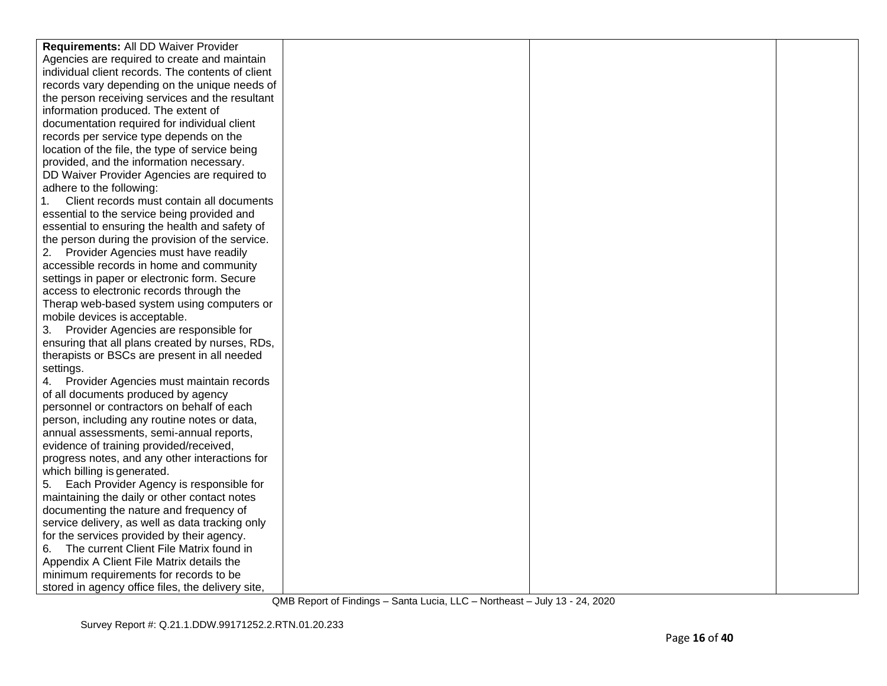| | | | |
|---|---|---|---|
| **Requirements:** All DD Waiver Provider Agencies are required to create and maintain individual client records. The contents of client records vary depending on the unique needs of the person receiving services and the resultant information produced. The extent of documentation required for individual client records per service type depends on the location of the file, the type of service being provided, and the information necessary.<br>DD Waiver Provider Agencies are required to adhere to the following:<br>1. Client records must contain all documents essential to the service being provided and essential to ensuring the health and safety of the person during the provision of the service.<br>2. Provider Agencies must have readily accessible records in home and community settings in paper or electronic form. Secure access to electronic records through the Therap web-based system using computers or mobile devices is acceptable.<br>3. Provider Agencies are responsible for ensuring that all plans created by nurses, RDs, therapists or BSCs are present in all needed settings.<br>4. Provider Agencies must maintain records of all documents produced by agency personnel or contractors on behalf of each person, including any routine notes or data, annual assessments, semi-annual reports, evidence of training provided/received, progress notes, and any other interactions for which billing is generated.<br>5. Each Provider Agency is responsible for maintaining the daily or other contact notes documenting the nature and frequency of service delivery, as well as data tracking only for the services provided by their agency.<br>6. The current Client File Matrix found in Appendix A Client File Matrix details the minimum requirements for records to be stored in agency office files, the delivery site, | | | |

QMB Report of Findings – Santa Lucia, LLC – Northeast – July 13 - 24, 2020

Survey Report #: Q.21.1.DDW.99171252.2.RTN.01.20.233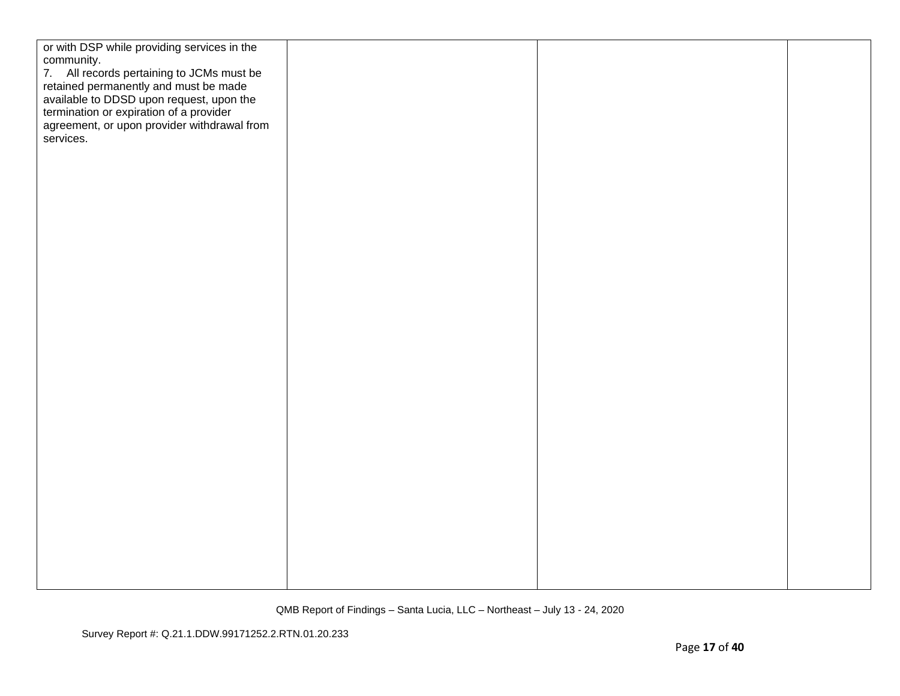| | | | |
|---|---|---|---|
| or with DSP while providing services in the community.<br>7. All records pertaining to JCMs must be retained permanently and must be made available to DDSD upon request, upon the termination or expiration of a provider agreement, or upon provider withdrawal from services. | | | |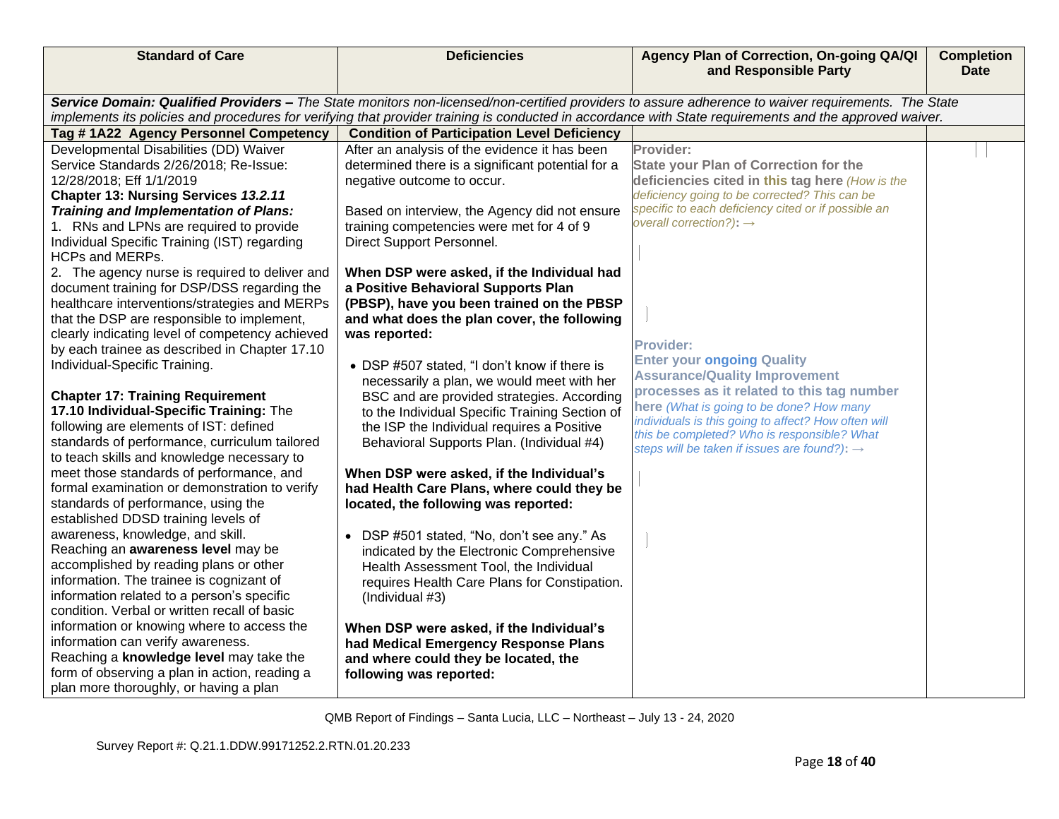| Standard of Care | Deficiencies | Agency Plan of Correction, On-going QA/QI and Responsible Party | Completion Date |
|---|---|---|---|
| ***Service Domain: Qualified Providers –*** *The State monitors non-licensed/non-certified providers to assure adherence to waiver requirements. The State implements its policies and procedures for verifying that provider training is conducted in accordance with State requirements and the approved waiver.* | | | |
| **Tag # 1A22 Agency Personnel Competency** | **Condition of Participation Level Deficiency** | | |
| Developmental Disabilities (DD) Waiver Service Standards 2/26/2018; Re-Issue: 12/28/2018; Eff 1/1/2019<br>**Chapter 13: Nursing Services *13.2.11 Training and Implementation of Plans:***<br>1. RNs and LPNs are required to provide Individual Specific Training (IST) regarding HCPs and MERPs.<br>2. The agency nurse is required to deliver and document training for DSP/DSS regarding the healthcare interventions/strategies and MERPs that the DSP are responsible to implement, clearly indicating level of competency achieved by each trainee as described in Chapter 17.10 Individual-Specific Training.<br><br>**Chapter 17: Training Requirement**<br>**17.10 Individual-Specific Training:** The following are elements of IST: defined standards of performance, curriculum tailored to teach skills and knowledge necessary to meet those standards of performance, and formal examination or demonstration to verify standards of performance, using the established DDSD training levels of awareness, knowledge, and skill.<br>Reaching an **awareness level** may be accomplished by reading plans or other information. The trainee is cognizant of information related to a person's specific condition. Verbal or written recall of basic information or knowing where to access the information can verify awareness.<br>Reaching a **knowledge level** may take the form of observing a plan in action, reading a plan more thoroughly, or having a plan | After an analysis of the evidence it has been determined there is a significant potential for a negative outcome to occur.<br><br>Based on interview, the Agency did not ensure training competencies were met for 4 of 9 Direct Support Personnel.<br><br>**When DSP were asked, if the Individual had a Positive Behavioral Supports Plan (PBSP), have you been trained on the PBSP and what does the plan cover, the following was reported:**<br><br>• DSP #507 stated, "I don't know if there is necessarily a plan, we would meet with her BSC and are provided strategies. According to the Individual Specific Training Section of the ISP the Individual requires a Positive Behavioral Supports Plan. (Individual #4)<br><br>**When DSP were asked, if the Individual's had Health Care Plans, where could they be located, the following was reported:**<br><br>• DSP #501 stated, "No, don't see any." As indicated by the Electronic Comprehensive Health Assessment Tool, the Individual requires Health Care Plans for Constipation. (Individual #3)<br><br>**When DSP were asked, if the Individual's had Medical Emergency Response Plans and where could they be located, the following was reported:** | **Provider:**<br>**State your Plan of Correction for the deficiencies cited in this tag here** *(How is the deficiency going to be corrected? This can be specific to each deficiency cited or if possible an overall correction?)***:** →<br><br><br><br>**Provider:**<br>**Enter your ongoing Quality Assurance/Quality Improvement processes as it related to this tag number here** *(What is going to be done? How many individuals is this going to affect? How often will this be completed? Who is responsible? What steps will be taken if issues are found?)***:** → | |

QMB Report of Findings – Santa Lucia, LLC – Northeast – July 13 - 24, 2020

Survey Report #: Q.21.1.DDW.99171252.2.RTN.01.20.233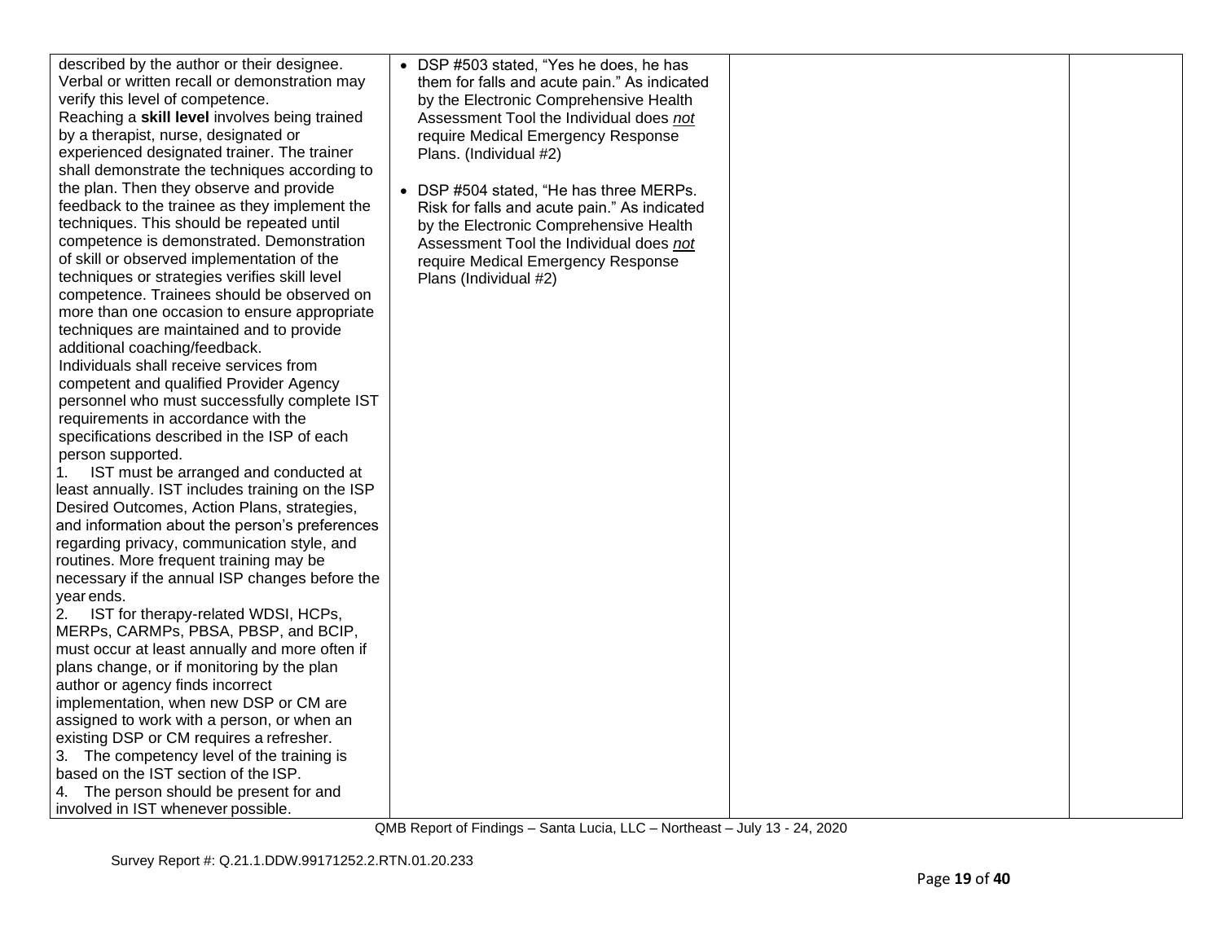| | | | |
|---|---|---|---|
| described by the author or their designee. Verbal or written recall or demonstration may verify this level of competence.<br>Reaching a **skill level** involves being trained by a therapist, nurse, designated or experienced designated trainer. The trainer shall demonstrate the techniques according to the plan. Then they observe and provide feedback to the trainee as they implement the techniques. This should be repeated until competence is demonstrated. Demonstration of skill or observed implementation of the techniques or strategies verifies skill level competence. Trainees should be observed on more than one occasion to ensure appropriate techniques are maintained and to provide additional coaching/feedback.<br>Individuals shall receive services from competent and qualified Provider Agency personnel who must successfully complete IST requirements in accordance with the specifications described in the ISP of each person supported.<br>1. IST must be arranged and conducted at least annually. IST includes training on the ISP Desired Outcomes, Action Plans, strategies, and information about the person's preferences regarding privacy, communication style, and routines. More frequent training may be necessary if the annual ISP changes before the year ends.<br>2. IST for therapy-related WDSI, HCPs, MERPs, CARMPs, PBSA, PBSP, and BCIP, must occur at least annually and more often if plans change, or if monitoring by the plan author or agency finds incorrect implementation, when new DSP or CM are assigned to work with a person, or when an existing DSP or CM requires a refresher.<br>3. The competency level of the training is based on the IST section of the ISP.<br>4. The person should be present for and involved in IST whenever possible. | • DSP #503 stated, "Yes he does, he has them for falls and acute pain." As indicated by the Electronic Comprehensive Health Assessment Tool the Individual does _not_ require Medical Emergency Response Plans. (Individual #2)<br><br>• DSP #504 stated, "He has three MERPs. Risk for falls and acute pain." As indicated by the Electronic Comprehensive Health Assessment Tool the Individual does _not_ require Medical Emergency Response Plans (Individual #2) | | |

QMB Report of Findings – Santa Lucia, LLC – Northeast – July 13 - 24, 2020

Survey Report #: Q.21.1.DDW.99171252.2.RTN.01.20.233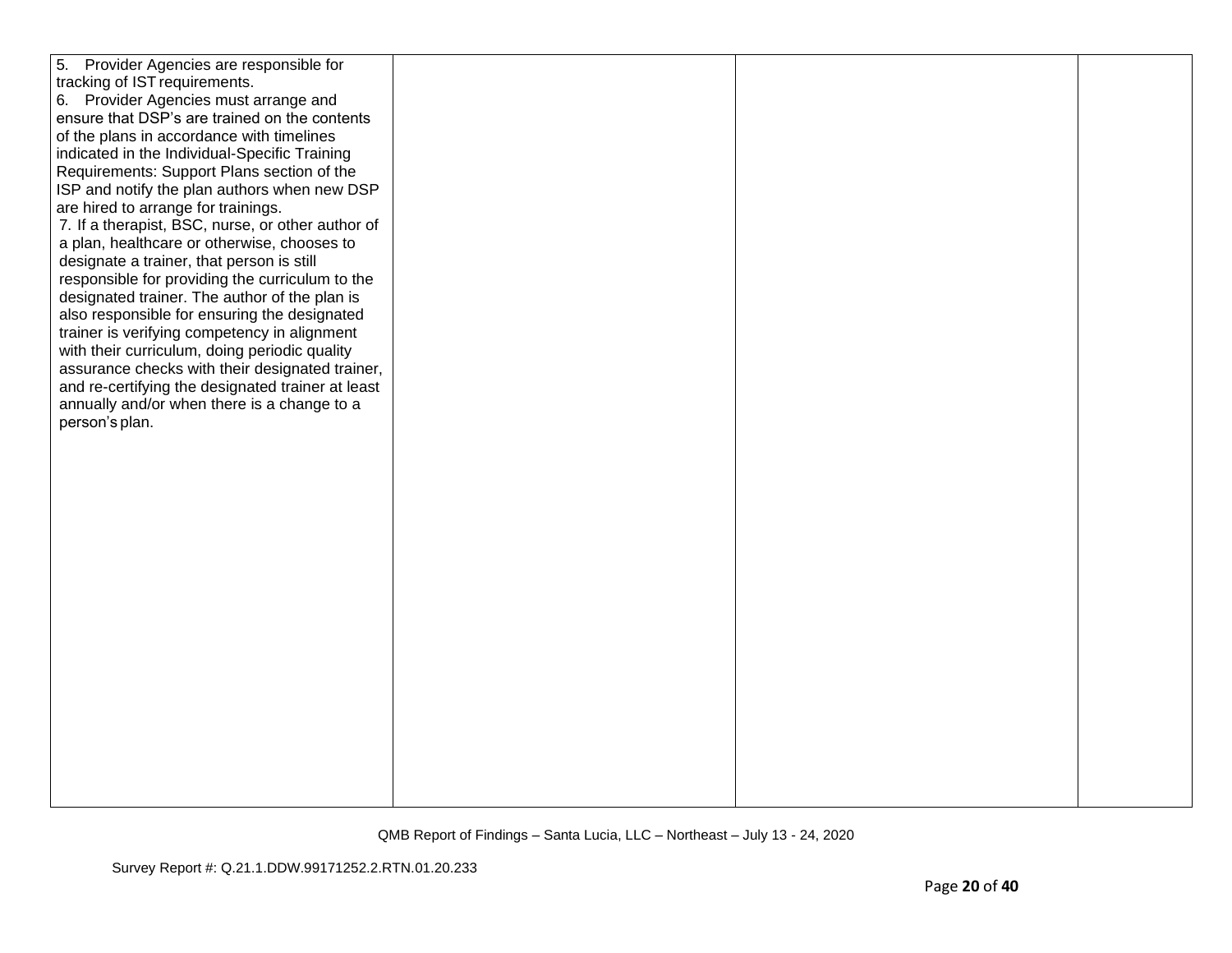| | | | |
|---|---|---|---|
| 5. Provider Agencies are responsible for tracking of IST requirements.<br>6. Provider Agencies must arrange and ensure that DSP's are trained on the contents of the plans in accordance with timelines indicated in the Individual-Specific Training Requirements: Support Plans section of the ISP and notify the plan authors when new DSP are hired to arrange for trainings.<br>7. If a therapist, BSC, nurse, or other author of a plan, healthcare or otherwise, chooses to designate a trainer, that person is still responsible for providing the curriculum to the designated trainer. The author of the plan is also responsible for ensuring the designated trainer is verifying competency in alignment with their curriculum, doing periodic quality assurance checks with their designated trainer, and re-certifying the designated trainer at least annually and/or when there is a change to a person's plan. | | | |

QMB Report of Findings – Santa Lucia, LLC – Northeast – July 13 - 24, 2020

Survey Report #: Q.21.1.DDW.99171252.2.RTN.01.20.233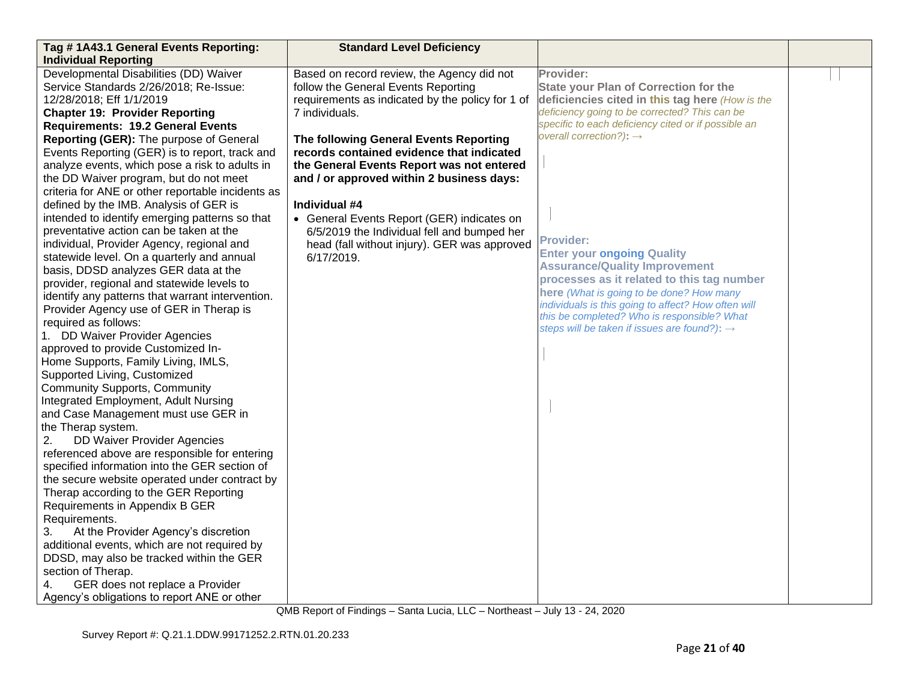| Tag # 1A43.1 General Events Reporting: Individual Reporting | Standard Level Deficiency | | |
|---|---|---|---|
| Developmental Disabilities (DD) Waiver Service Standards 2/26/2018; Re-Issue: 12/28/2018; Eff 1/1/2019<br>**Chapter 19: Provider Reporting Requirements: 19.2 General Events Reporting (GER):** The purpose of General Events Reporting (GER) is to report, track and analyze events, which pose a risk to adults in the DD Waiver program, but do not meet criteria for ANE or other reportable incidents as defined by the IMB. Analysis of GER is intended to identify emerging patterns so that preventative action can be taken at the individual, Provider Agency, regional and statewide level. On a quarterly and annual basis, DDSD analyzes GER data at the provider, regional and statewide levels to identify any patterns that warrant intervention. Provider Agency use of GER in Therap is required as follows:<br>1. DD Waiver Provider Agencies approved to provide Customized In-Home Supports, Family Living, IMLS, Supported Living, Customized Community Supports, Community Integrated Employment, Adult Nursing and Case Management must use GER in the Therap system.<br>2. DD Waiver Provider Agencies referenced above are responsible for entering specified information into the GER section of the secure website operated under contract by Therap according to the GER Reporting Requirements in Appendix B GER Requirements.<br>3. At the Provider Agency's discretion additional events, which are not required by DDSD, may also be tracked within the GER section of Therap.<br>4. GER does not replace a Provider Agency's obligations to report ANE or other | Based on record review, the Agency did not follow the General Events Reporting requirements as indicated by the policy for 1 of 7 individuals.<br><br>**The following General Events Reporting records contained evidence that indicated the General Events Report was not entered and / or approved within 2 business days:**<br><br>**Individual #4**<br>• General Events Report (GER) indicates on 6/5/2019 the Individual fell and bumped her head (fall without injury). GER was approved 6/17/2019. | **Provider:**<br>**State your Plan of Correction for the deficiencies cited in this tag here** *(How is the deficiency going to be corrected? This can be specific to each deficiency cited or if possible an overall correction?)*: →<br><br>**Provider:**<br>**Enter your ongoing Quality Assurance/Quality Improvement processes as it related to this tag number here** *(What is going to be done? How many individuals is this going to affect? How often will this be completed? Who is responsible? What steps will be taken if issues are found?)*: → | |

QMB Report of Findings – Santa Lucia, LLC – Northeast – July 13 - 24, 2020

Survey Report #: Q.21.1.DDW.99171252.2.RTN.01.20.233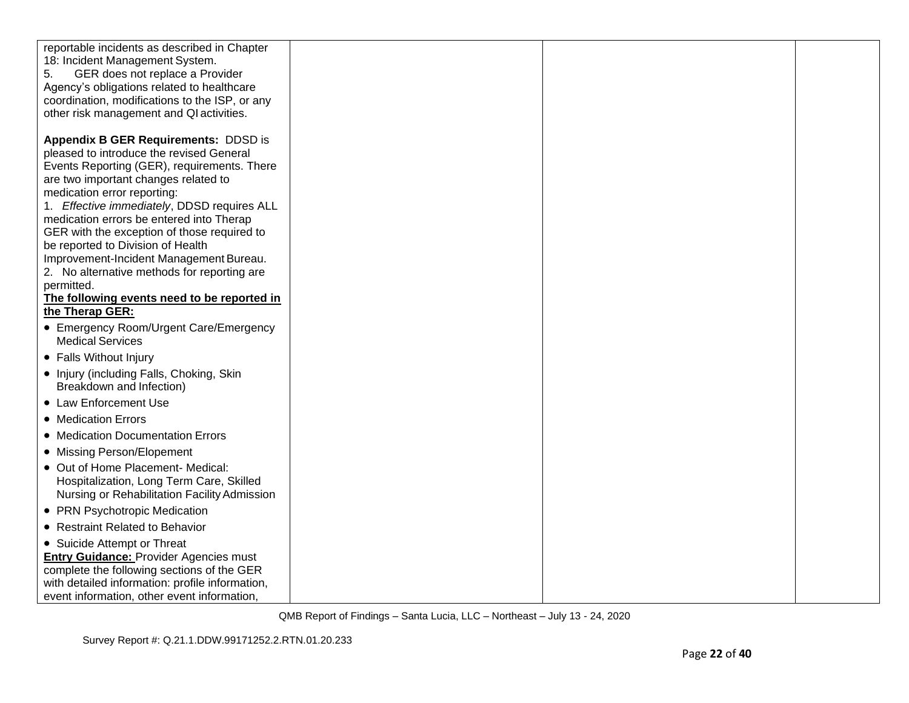| | | | |
|---|---|---|---|
| reportable incidents as described in Chapter 18: Incident Management System.<br>5. GER does not replace a Provider Agency's obligations related to healthcare coordination, modifications to the ISP, or any other risk management and QI activities.<br><br>**Appendix B GER Requirements:** DDSD is pleased to introduce the revised General Events Reporting (GER), requirements. There are two important changes related to medication error reporting:<br>1. *Effective immediately*, DDSD requires ALL medication errors be entered into Therap GER with the exception of those required to be reported to Division of Health Improvement-Incident Management Bureau.<br>2. No alternative methods for reporting are permitted.<br>**<u>The following events need to be reported in the Therap GER:</u>**<br>• Emergency Room/Urgent Care/Emergency Medical Services<br>• Falls Without Injury<br>• Injury (including Falls, Choking, Skin Breakdown and Infection)<br>• Law Enforcement Use<br>• Medication Errors<br>• Medication Documentation Errors<br>• Missing Person/Elopement<br>• Out of Home Placement- Medical: Hospitalization, Long Term Care, Skilled Nursing or Rehabilitation Facility Admission<br>• PRN Psychotropic Medication<br>• Restraint Related to Behavior<br>• Suicide Attempt or Threat<br>**<u>Entry Guidance:</u>** Provider Agencies must complete the following sections of the GER with detailed information: profile information, event information, other event information, | | | |

QMB Report of Findings – Santa Lucia, LLC – Northeast – July 13 - 24, 2020

Survey Report #: Q.21.1.DDW.99171252.2.RTN.01.20.233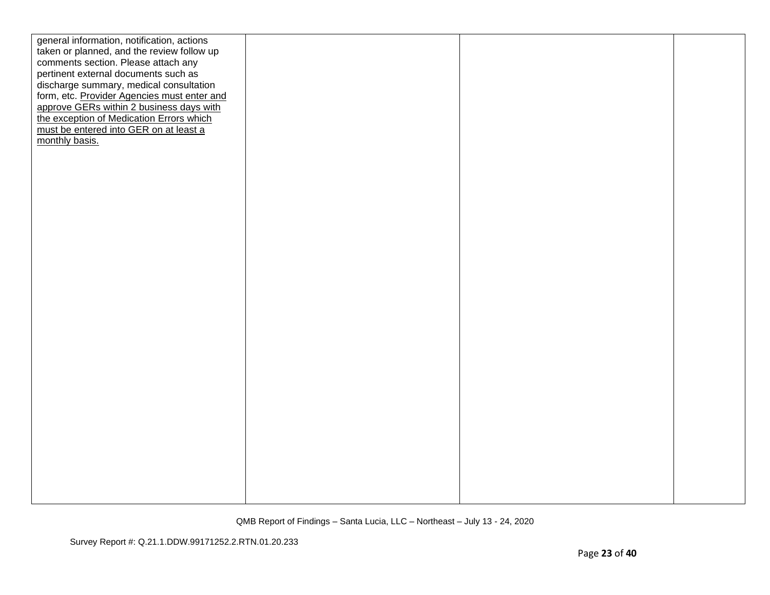| | | | |
|---|---|---|---|
| general information, notification, actions taken or planned, and the review follow up comments section. Please attach any pertinent external documents such as discharge summary, medical consultation form, etc. <u>Provider Agencies must enter and approve GERs within 2 business days with the exception of Medication Errors which must be entered into GER on at least a monthly basis.</u> | | | |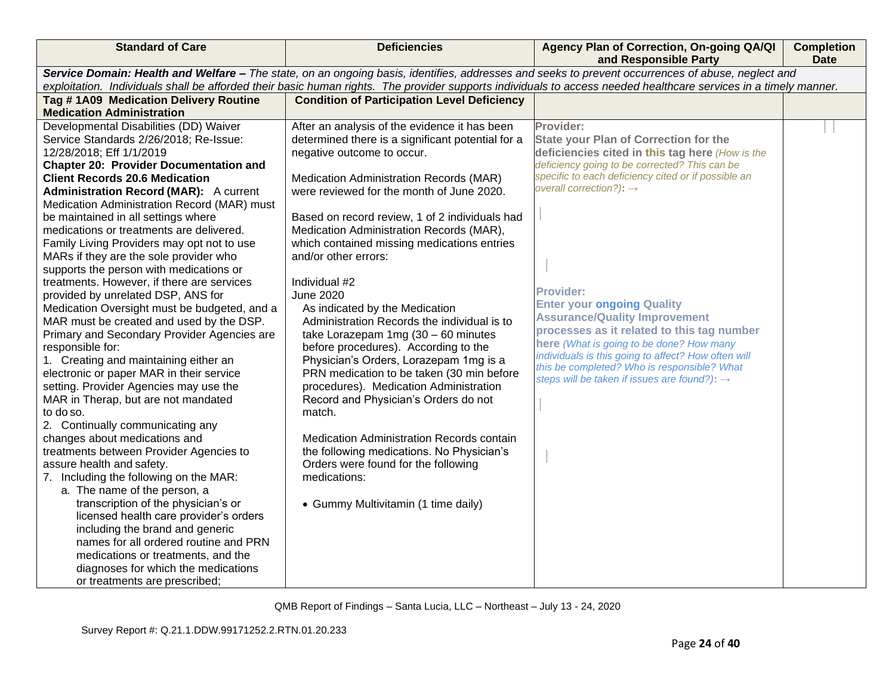| Standard of Care | Deficiencies | Agency Plan of Correction, On-going QA/QI and Responsible Party | Completion Date |
|---|---|---|---|
| ***Service Domain: Health and Welfare –*** *The state, on an ongoing basis, identifies, addresses and seeks to prevent occurrences of abuse, neglect and exploitation. Individuals shall be afforded their basic human rights. The provider supports individuals to access needed healthcare services in a timely manner.* | | | |
| **Tag # 1A09 Medication Delivery Routine Medication Administration** | **Condition of Participation Level Deficiency** | | |
| Developmental Disabilities (DD) Waiver Service Standards 2/26/2018; Re-Issue: 12/28/2018; Eff 1/1/2019<br>**Chapter 20: Provider Documentation and Client Records 20.6 Medication Administration Record (MAR):** A current Medication Administration Record (MAR) must be maintained in all settings where medications or treatments are delivered. Family Living Providers may opt not to use MARs if they are the sole provider who supports the person with medications or treatments. However, if there are services provided by unrelated DSP, ANS for Medication Oversight must be budgeted, and a MAR must be created and used by the DSP. Primary and Secondary Provider Agencies are responsible for:<br>1. Creating and maintaining either an electronic or paper MAR in their service setting. Provider Agencies may use the MAR in Therap, but are not mandated to do so.<br>2. Continually communicating any changes about medications and treatments between Provider Agencies to assure health and safety.<br>7. Including the following on the MAR:<br>a. The name of the person, a transcription of the physician's or licensed health care provider's orders including the brand and generic names for all ordered routine and PRN medications or treatments, and the diagnoses for which the medications or treatments are prescribed; | After an analysis of the evidence it has been determined there is a significant potential for a negative outcome to occur.<br><br>Medication Administration Records (MAR) were reviewed for the month of June 2020.<br><br>Based on record review, 1 of 2 individuals had Medication Administration Records (MAR), which contained missing medications entries and/or other errors:<br><br>Individual #2<br>June 2020<br>As indicated by the Medication Administration Records the individual is to take Lorazepam 1mg (30 – 60 minutes before procedures). According to the Physician's Orders, Lorazepam 1mg is a PRN medication to be taken (30 min before procedures). Medication Administration Record and Physician's Orders do not match.<br><br>Medication Administration Records contain the following medications. No Physician's Orders were found for the following medications:<br><br>• Gummy Multivitamin (1 time daily) | **Provider:**<br>**State your Plan of Correction for the deficiencies cited in this tag here** *(How is the deficiency going to be corrected? This can be specific to each deficiency cited or if possible an overall correction?)*: →<br><br>**Provider:**<br>**Enter your ongoing Quality Assurance/Quality Improvement processes as it related to this tag number here** *(What is going to be done? How many individuals is this going to affect? How often will this be completed? Who is responsible? What steps will be taken if issues are found?)*: → | |

QMB Report of Findings – Santa Lucia, LLC – Northeast – July 13 - 24, 2020

Survey Report #: Q.21.1.DDW.99171252.2.RTN.01.20.233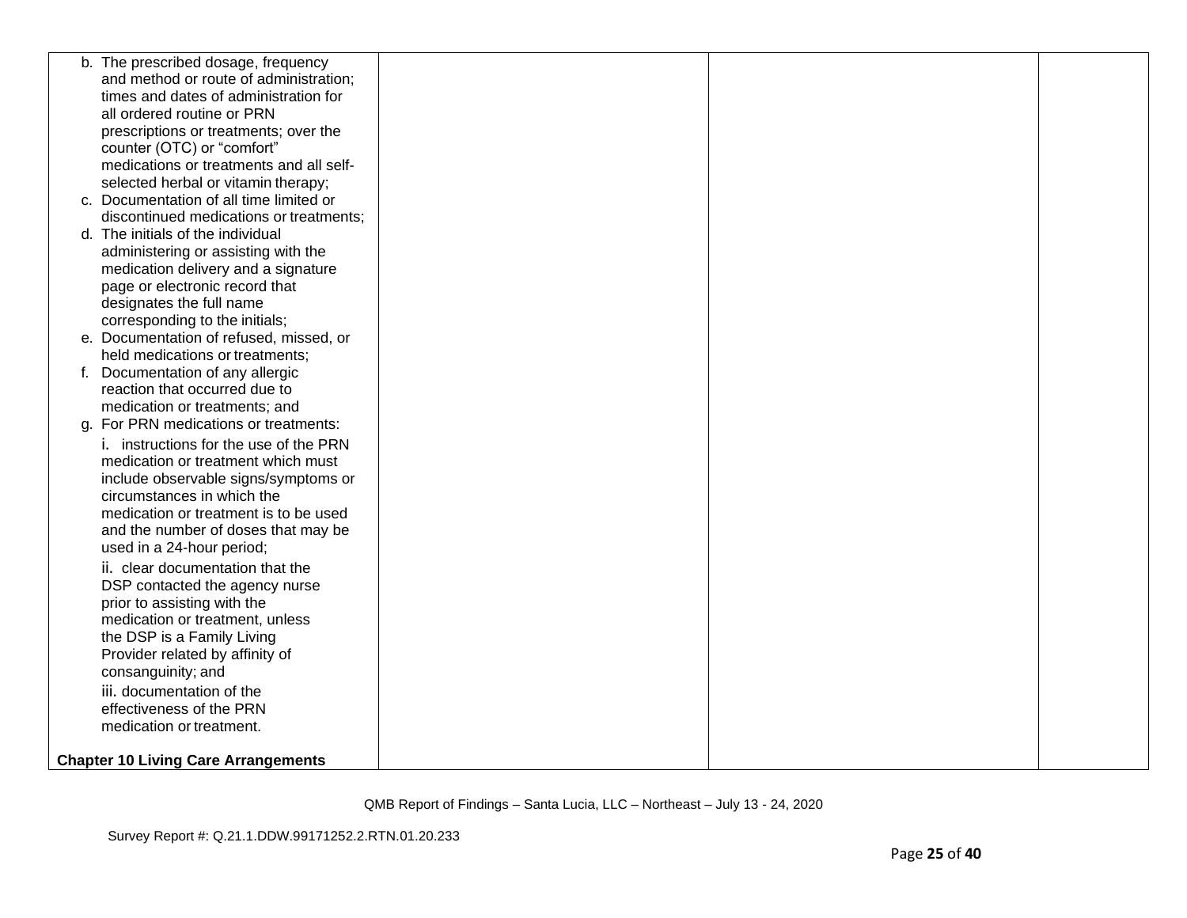| | | | |
|---|---|---|---|
| b. The prescribed dosage, frequency and method or route of administration; times and dates of administration for all ordered routine or PRN prescriptions or treatments; over the counter (OTC) or "comfort" medications or treatments and all self-selected herbal or vitamin therapy;<br>c. Documentation of all time limited or discontinued medications or treatments;<br>d. The initials of the individual administering or assisting with the medication delivery and a signature page or electronic record that designates the full name corresponding to the initials;<br>e. Documentation of refused, missed, or held medications or treatments;<br>f. Documentation of any allergic reaction that occurred due to medication or treatments; and<br>g. For PRN medications or treatments:<br>i. instructions for the use of the PRN medication or treatment which must include observable signs/symptoms or circumstances in which the medication or treatment is to be used and the number of doses that may be used in a 24-hour period;<br>ii. clear documentation that the DSP contacted the agency nurse prior to assisting with the medication or treatment, unless the DSP is a Family Living Provider related by affinity of consanguinity; and<br>iii. documentation of the effectiveness of the PRN medication or treatment.<br><br>**Chapter 10 Living Care Arrangements** | | | |

QMB Report of Findings – Santa Lucia, LLC – Northeast – July 13 - 24, 2020

Survey Report #: Q.21.1.DDW.99171252.2.RTN.01.20.233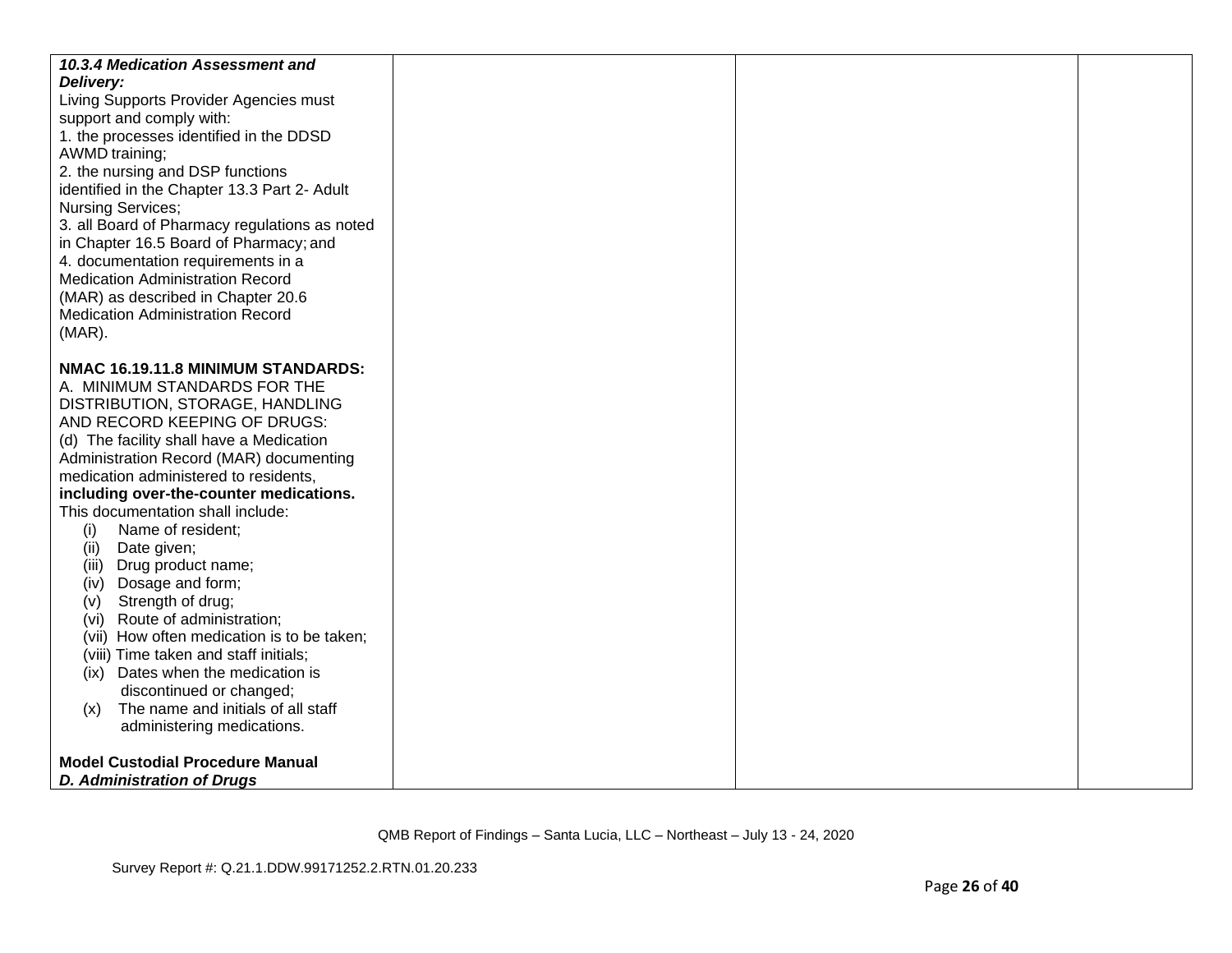| | | | |
|---|---|---|---|
| ***10.3.4 Medication Assessment and Delivery:***<br>Living Supports Provider Agencies must support and comply with:<br>1. the processes identified in the DDSD AWMD training;<br>2. the nursing and DSP functions identified in the Chapter 13.3 Part 2- Adult Nursing Services;<br>3. all Board of Pharmacy regulations as noted in Chapter 16.5 Board of Pharmacy; and<br>4. documentation requirements in a Medication Administration Record (MAR) as described in Chapter 20.6 Medication Administration Record (MAR).<br><br>**NMAC 16.19.11.8 MINIMUM STANDARDS:**<br>A. MINIMUM STANDARDS FOR THE DISTRIBUTION, STORAGE, HANDLING AND RECORD KEEPING OF DRUGS:<br>(d) The facility shall have a Medication Administration Record (MAR) documenting medication administered to residents, **including over-the-counter medications.**<br>This documentation shall include:<br>(i) Name of resident;<br>(ii) Date given;<br>(iii) Drug product name;<br>(iv) Dosage and form;<br>(v) Strength of drug;<br>(vi) Route of administration;<br>(vii) How often medication is to be taken;<br>(viii) Time taken and staff initials;<br>(ix) Dates when the medication is discontinued or changed;<br>(x) The name and initials of all staff administering medications.<br><br>**Model Custodial Procedure Manual**<br>***D. Administration of Drugs*** | | | |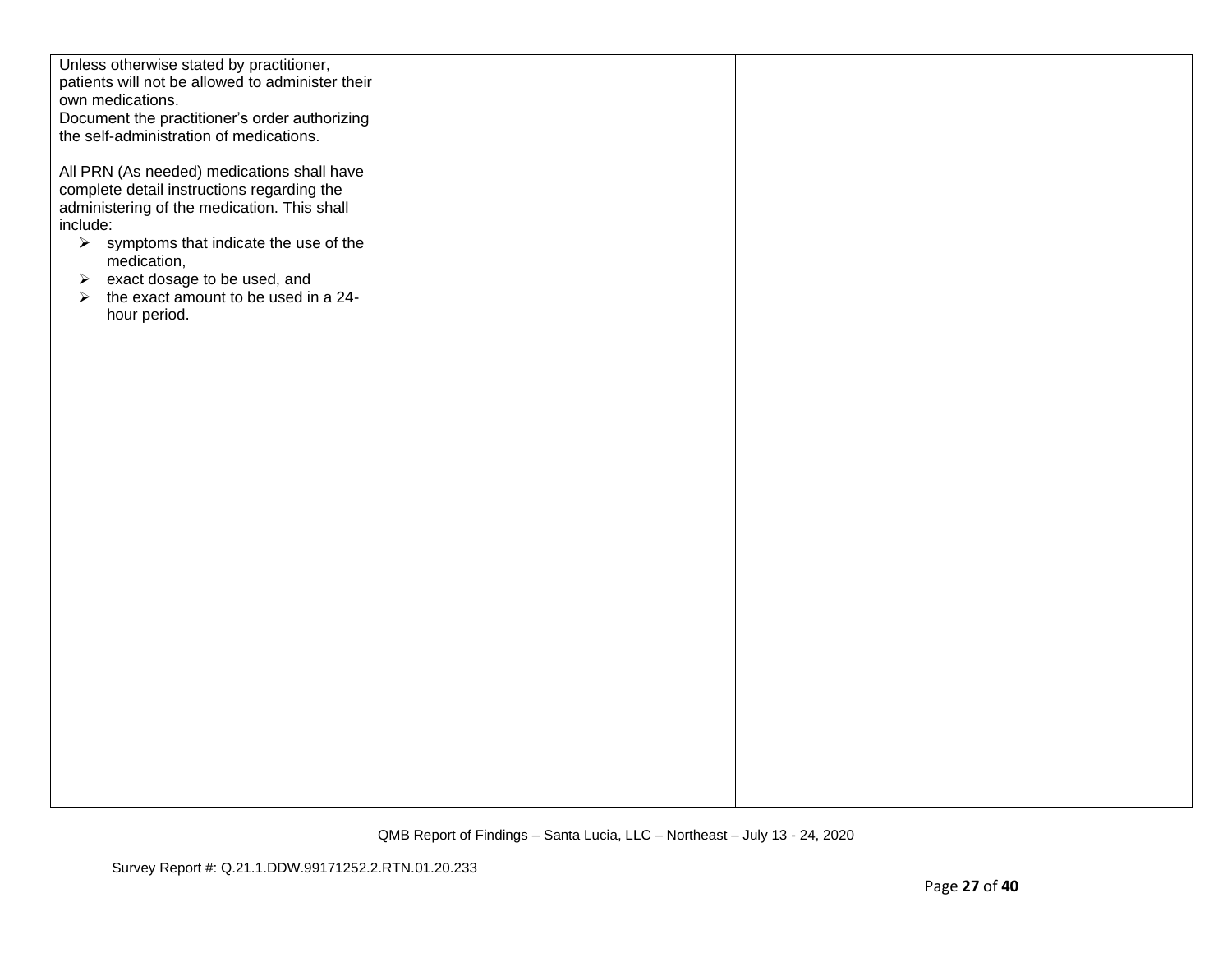| | | | |
|---|---|---|---|
| Unless otherwise stated by practitioner, patients will not be allowed to administer their own medications.<br>Document the practitioner's order authorizing the self-administration of medications.<br><br>All PRN (As needed) medications shall have complete detail instructions regarding the administering of the medication. This shall include:<br>➢ symptoms that indicate the use of the medication,<br>➢ exact dosage to be used, and<br>➢ the exact amount to be used in a 24-hour period. | | | |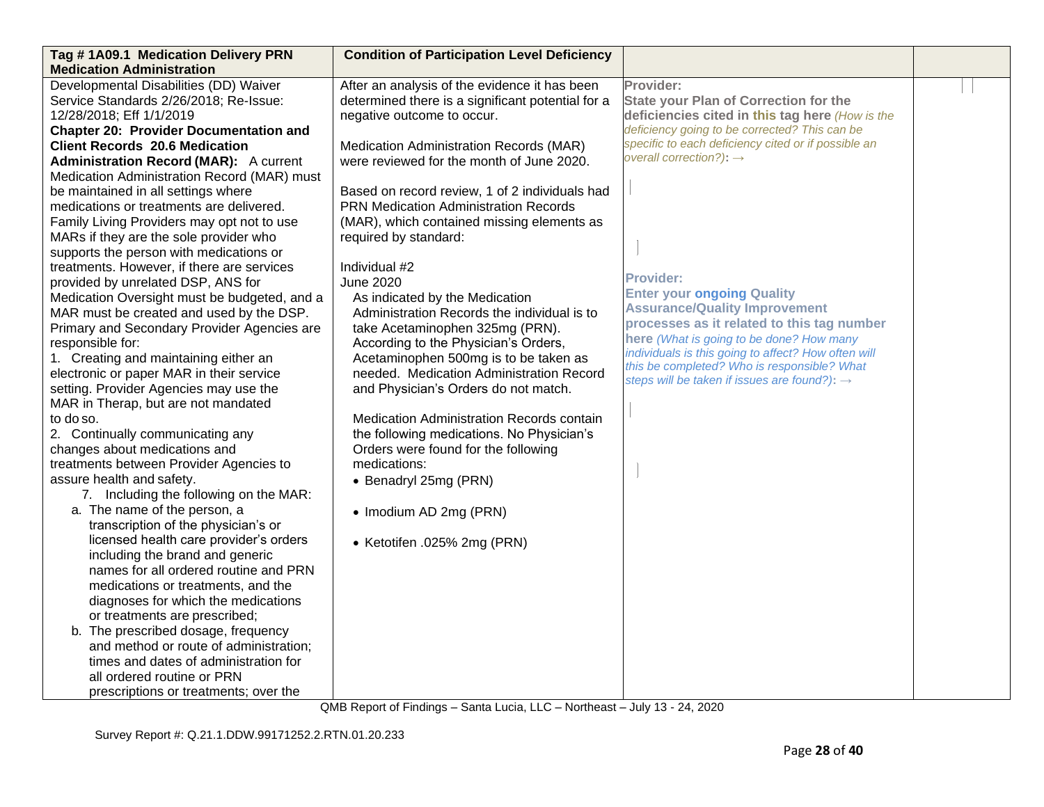| Tag # 1A09.1 Medication Delivery PRN Medication Administration | Condition of Participation Level Deficiency | | |
|---|---|---|---|
| Developmental Disabilities (DD) Waiver Service Standards 2/26/2018; Re-Issue: 12/28/2018; Eff 1/1/2019<br>**Chapter 20: Provider Documentation and Client Records 20.6 Medication Administration Record (MAR):** A current Medication Administration Record (MAR) must be maintained in all settings where medications or treatments are delivered. Family Living Providers may opt not to use MARs if they are the sole provider who supports the person with medications or treatments. However, if there are services provided by unrelated DSP, ANS for Medication Oversight must be budgeted, and a MAR must be created and used by the DSP. Primary and Secondary Provider Agencies are responsible for:<br>1. Creating and maintaining either an electronic or paper MAR in their service setting. Provider Agencies may use the MAR in Therap, but are not mandated to do so.<br>2. Continually communicating any changes about medications and treatments between Provider Agencies to assure health and safety.<br>7. Including the following on the MAR:<br>a. The name of the person, a transcription of the physician's or licensed health care provider's orders including the brand and generic names for all ordered routine and PRN medications or treatments, and the diagnoses for which the medications or treatments are prescribed;<br>b. The prescribed dosage, frequency and method or route of administration; times and dates of administration for all ordered routine or PRN prescriptions or treatments; over the | After an analysis of the evidence it has been determined there is a significant potential for a negative outcome to occur.<br><br>Medication Administration Records (MAR) were reviewed for the month of June 2020.<br><br>Based on record review, 1 of 2 individuals had PRN Medication Administration Records (MAR), which contained missing elements as required by standard:<br><br>Individual #2<br>June 2020<br>As indicated by the Medication Administration Records the individual is to take Acetaminophen 325mg (PRN). According to the Physician's Orders, Acetaminophen 500mg is to be taken as needed. Medication Administration Record and Physician's Orders do not match.<br><br>Medication Administration Records contain the following medications. No Physician's Orders were found for the following medications:<br>• Benadryl 25mg (PRN)<br>• Imodium AD 2mg (PRN)<br>• Ketotifen .025% 2mg (PRN) | **Provider:**<br>**State your Plan of Correction for the deficiencies cited in this tag here** *(How is the deficiency going to be corrected? This can be specific to each deficiency cited or if possible an overall correction?)*: →<br><br>**Provider:**<br>**Enter your ongoing Quality Assurance/Quality Improvement processes as it related to this tag number here** *(What is going to be done? How many individuals is this going to affect? How often will this be completed? Who is responsible? What steps will be taken if issues are found?)*: → | |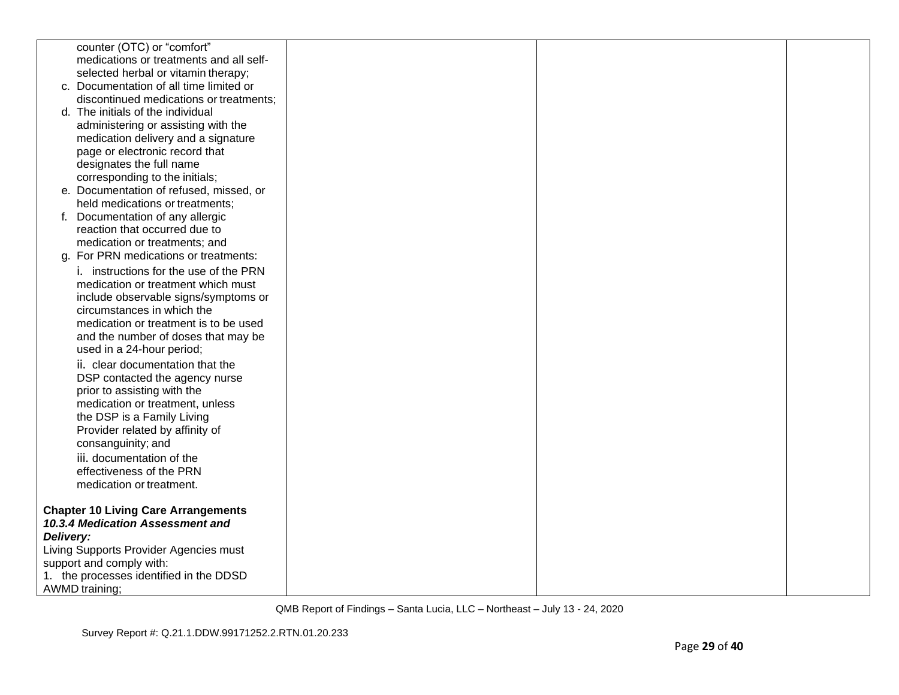| | | | |
|---|---|---|---|
| counter (OTC) or "comfort" medications or treatments and all self-selected herbal or vitamin therapy;<br>c. Documentation of all time limited or discontinued medications or treatments;<br>d. The initials of the individual administering or assisting with the medication delivery and a signature page or electronic record that designates the full name corresponding to the initials;<br>e. Documentation of refused, missed, or held medications or treatments;<br>f. Documentation of any allergic reaction that occurred due to medication or treatments; and<br>g. For PRN medications or treatments:<br>i. instructions for the use of the PRN medication or treatment which must include observable signs/symptoms or circumstances in which the medication or treatment is to be used and the number of doses that may be used in a 24-hour period;<br>ii. clear documentation that the DSP contacted the agency nurse prior to assisting with the medication or treatment, unless the DSP is a Family Living Provider related by affinity of consanguinity; and<br>iii. documentation of the effectiveness of the PRN medication or treatment.<br><br>**Chapter 10 Living Care Arrangements**<br>***10.3.4 Medication Assessment and Delivery:***<br>Living Supports Provider Agencies must support and comply with:<br>1. the processes identified in the DDSD AWMD training; | | | |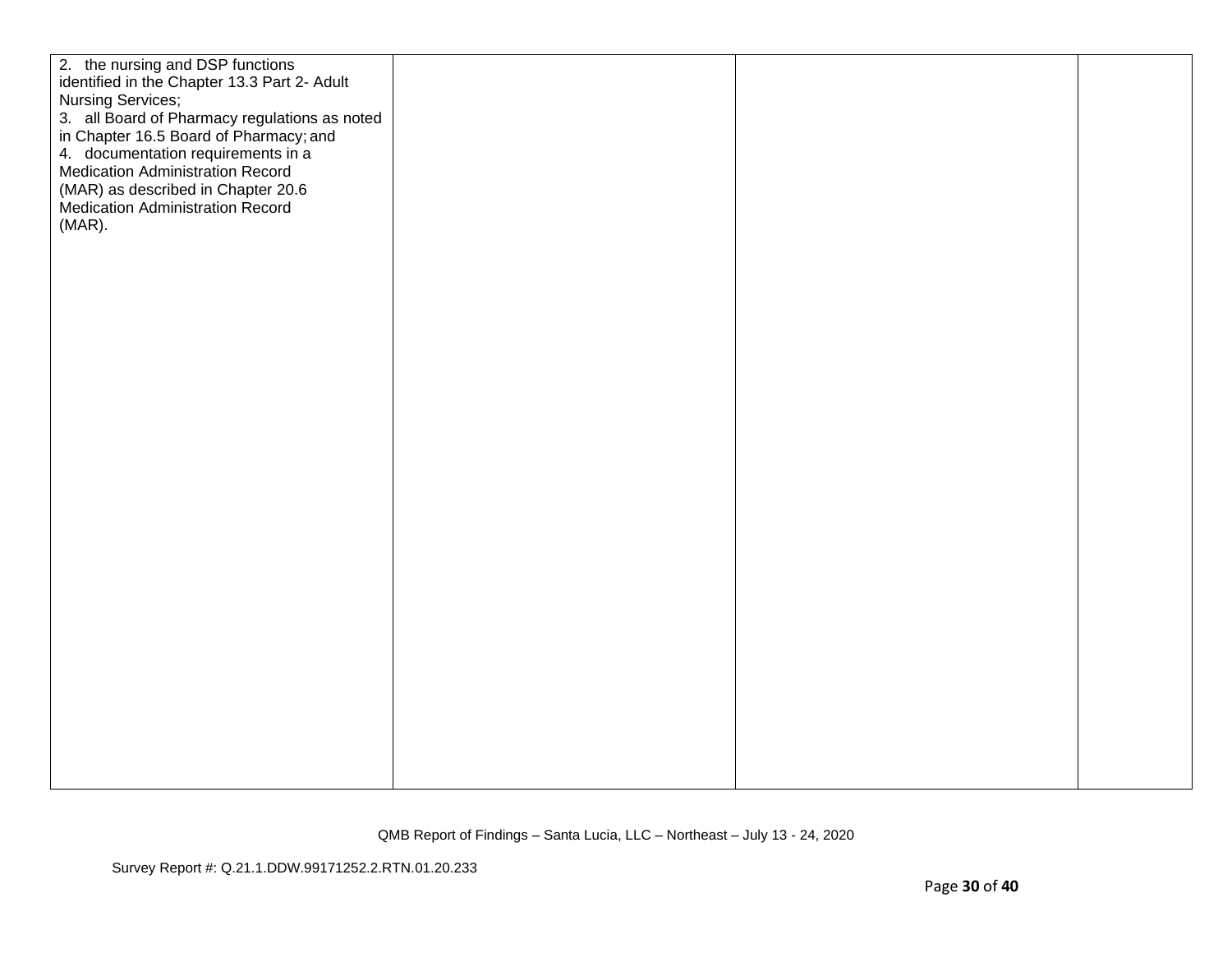| | | | |
|---|---|---|---|
| 2. the nursing and DSP functions identified in the Chapter 13.3 Part 2- Adult Nursing Services;<br>3. all Board of Pharmacy regulations as noted in Chapter 16.5 Board of Pharmacy; and<br>4. documentation requirements in a Medication Administration Record (MAR) as described in Chapter 20.6 Medication Administration Record (MAR). | | | |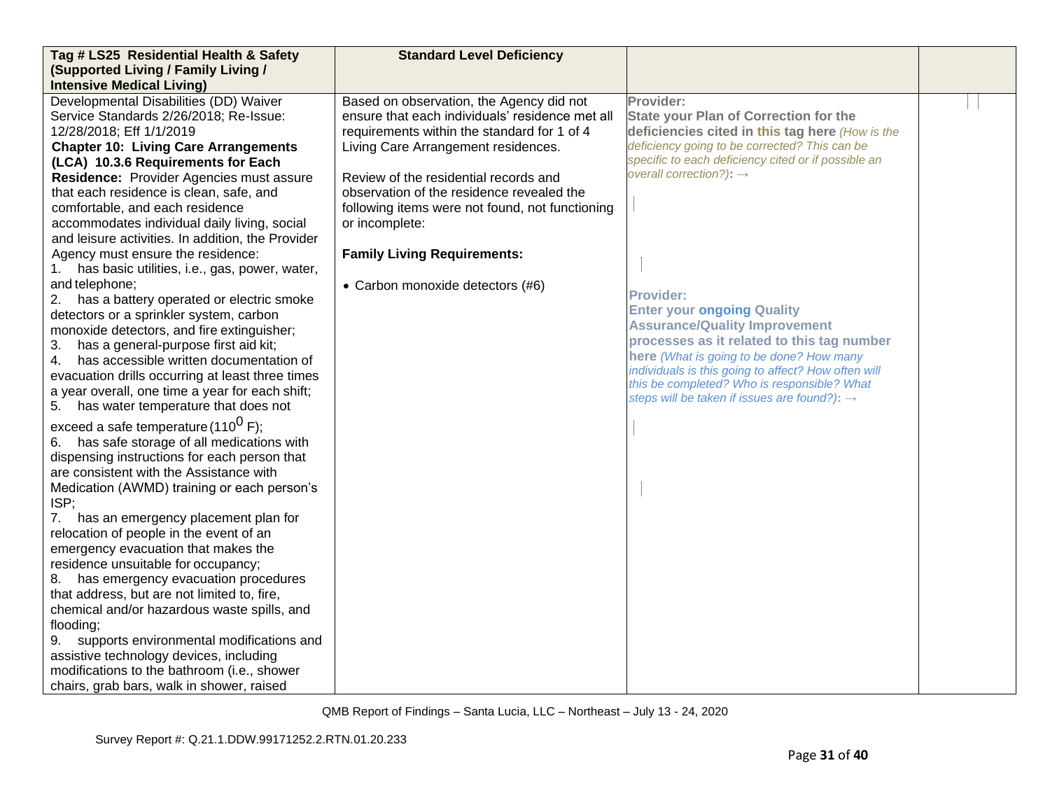| Tag # LS25 Residential Health & Safety (Supported Living / Family Living / Intensive Medical Living) | Standard Level Deficiency | | |
|---|---|---|---|
| Developmental Disabilities (DD) Waiver Service Standards 2/26/2018; Re-Issue: 12/28/2018; Eff 1/1/2019<br>**Chapter 10: Living Care Arrangements (LCA) 10.3.6 Requirements for Each Residence:** Provider Agencies must assure that each residence is clean, safe, and comfortable, and each residence accommodates individual daily living, social and leisure activities. In addition, the Provider Agency must ensure the residence:<br>1. has basic utilities, i.e., gas, power, water, and telephone;<br>2. has a battery operated or electric smoke detectors or a sprinkler system, carbon monoxide detectors, and fire extinguisher;<br>3. has a general-purpose first aid kit;<br>4. has accessible written documentation of evacuation drills occurring at least three times a year overall, one time a year for each shift;<br>5. has water temperature that does not exceed a safe temperature (110$^0$ F);<br>6. has safe storage of all medications with dispensing instructions for each person that are consistent with the Assistance with Medication (AWMD) training or each person's ISP;<br>7. has an emergency placement plan for relocation of people in the event of an emergency evacuation that makes the residence unsuitable for occupancy;<br>8. has emergency evacuation procedures that address, but are not limited to, fire, chemical and/or hazardous waste spills, and flooding;<br>9. supports environmental modifications and assistive technology devices, including modifications to the bathroom (i.e., shower chairs, grab bars, walk in shower, raised | Based on observation, the Agency did not ensure that each individuals' residence met all requirements within the standard for 1 of 4 Living Care Arrangement residences.<br><br>Review of the residential records and observation of the residence revealed the following items were not found, not functioning or incomplete:<br><br>**Family Living Requirements:**<br><br>• Carbon monoxide detectors (#6) | **Provider:**<br>**State your Plan of Correction for the deficiencies cited in this tag here** *(How is the deficiency going to be corrected? This can be specific to each deficiency cited or if possible an overall correction?)*: →<br><br><br><br>**Provider:**<br>**Enter your ongoing Quality Assurance/Quality Improvement processes as it related to this tag number here** *(What is going to be done? How many individuals is this going to affect? How often will this be completed? Who is responsible? What steps will be taken if issues are found?)*: → | |

QMB Report of Findings – Santa Lucia, LLC – Northeast – July 13 - 24, 2020

Survey Report #: Q.21.1.DDW.99171252.2.RTN.01.20.233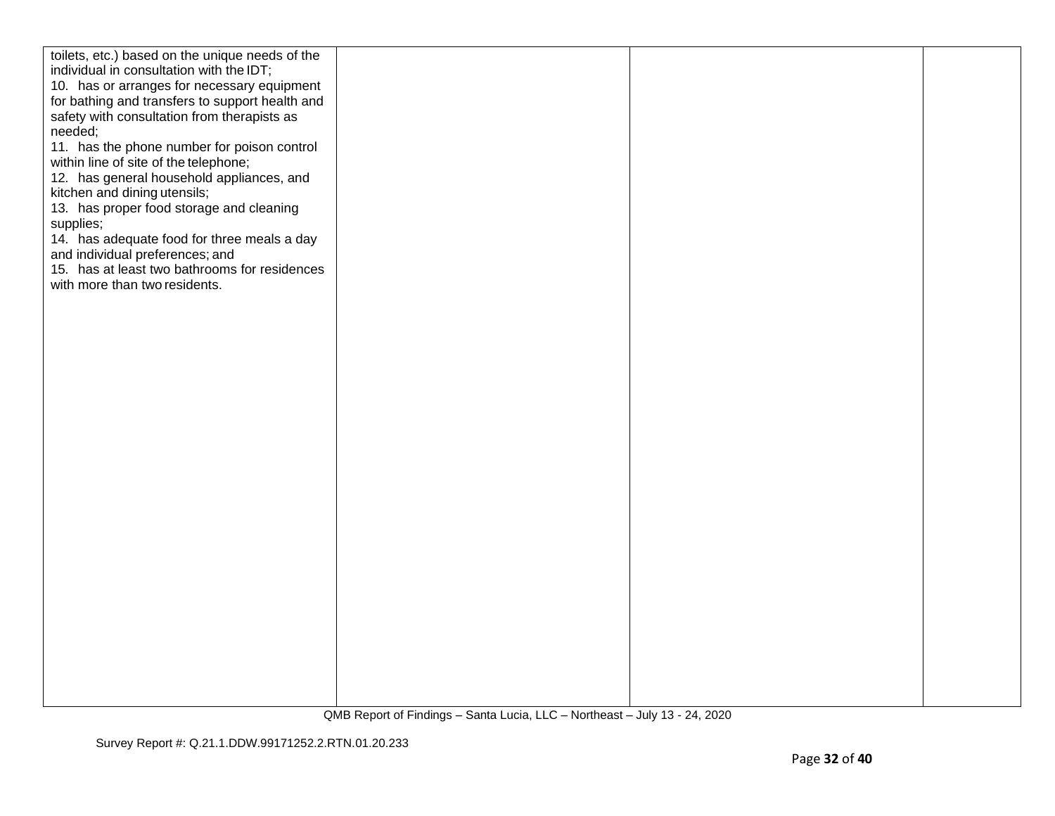| | | | |
|---|---|---|---|
| toilets, etc.) based on the unique needs of the individual in consultation with the IDT;<br>10. has or arranges for necessary equipment for bathing and transfers to support health and safety with consultation from therapists as needed;<br>11. has the phone number for poison control within line of site of the telephone;<br>12. has general household appliances, and kitchen and dining utensils;<br>13. has proper food storage and cleaning supplies;<br>14. has adequate food for three meals a day and individual preferences; and<br>15. has at least two bathrooms for residences with more than two residents. | | | |

QMB Report of Findings – Santa Lucia, LLC – Northeast – July 13 - 24, 2020

Survey Report #: Q.21.1.DDW.99171252.2.RTN.01.20.233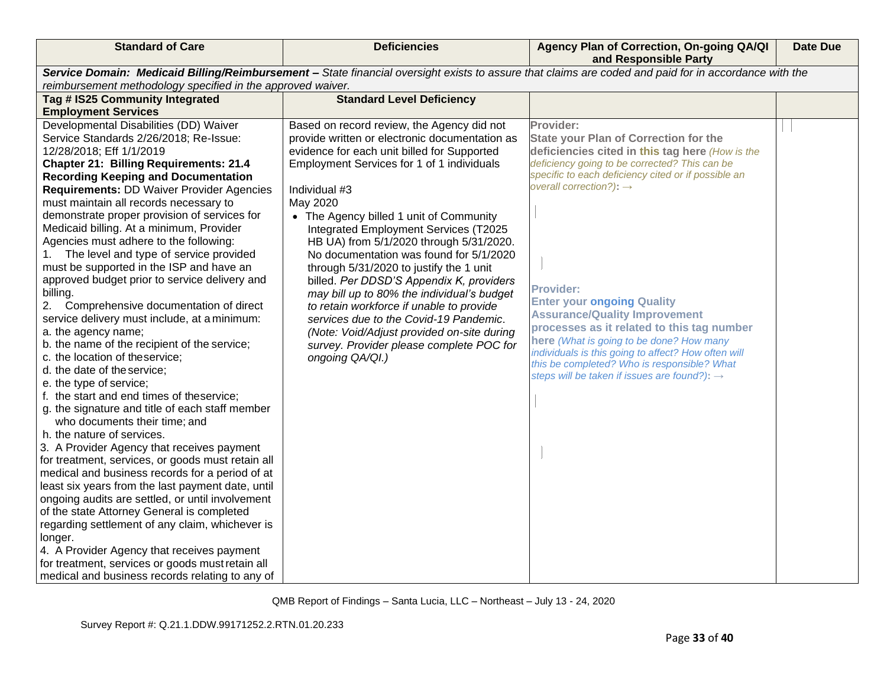| Standard of Care | Deficiencies | Agency Plan of Correction, On-going QA/QI and Responsible Party | Date Due |
|---|---|---|---|
| ***Service Domain: Medicaid Billing/Reimbursement –*** *State financial oversight exists to assure that claims are coded and paid for in accordance with the reimbursement methodology specified in the approved waiver.* | | | |
| **Tag # IS25 Community Integrated Employment Services** | **Standard Level Deficiency** | | |
| Developmental Disabilities (DD) Waiver Service Standards 2/26/2018; Re-Issue: 12/28/2018; Eff 1/1/2019<br>**Chapter 21: Billing Requirements: 21.4 Recording Keeping and Documentation Requirements:** DD Waiver Provider Agencies must maintain all records necessary to demonstrate proper provision of services for Medicaid billing. At a minimum, Provider Agencies must adhere to the following:<br>1. The level and type of service provided must be supported in the ISP and have an approved budget prior to service delivery and billing.<br>2. Comprehensive documentation of direct service delivery must include, at a minimum:<br>a. the agency name;<br>b. the name of the recipient of the service;<br>c. the location of the service;<br>d. the date of the service;<br>e. the type of service;<br>f. the start and end times of the service;<br>g. the signature and title of each staff member who documents their time; and<br>h. the nature of services.<br>3. A Provider Agency that receives payment for treatment, services, or goods must retain all medical and business records for a period of at least six years from the last payment date, until ongoing audits are settled, or until involvement of the state Attorney General is completed regarding settlement of any claim, whichever is longer.<br>4. A Provider Agency that receives payment for treatment, services or goods must retain all medical and business records relating to any of | Based on record review, the Agency did not provide written or electronic documentation as evidence for each unit billed for Supported Employment Services for 1 of 1 individuals<br><br>Individual #3<br>May 2020<br>• The Agency billed 1 unit of Community Integrated Employment Services (T2025 HB UA) from 5/1/2020 through 5/31/2020. No documentation was found for 5/1/2020 through 5/31/2020 to justify the 1 unit billed. *Per DDSD'S Appendix K, providers may bill up to 80% the individual's budget to retain workforce if unable to provide services due to the Covid-19 Pandemic. (Note: Void/Adjust provided on-site during survey. Provider please complete POC for ongoing QA/QI.)* | **Provider:**<br>**State your Plan of Correction for the deficiencies cited in this tag here** *(How is the deficiency going to be corrected? This can be specific to each deficiency cited or if possible an overall correction?)*: →<br><br>**Provider:**<br>**Enter your ongoing Quality Assurance/Quality Improvement processes as it related to this tag number here** *(What is going to be done? How many individuals is this going to affect? How often will this be completed? Who is responsible? What steps will be taken if issues are found?)*: → | |

QMB Report of Findings – Santa Lucia, LLC – Northeast – July 13 - 24, 2020

Survey Report #: Q.21.1.DDW.99171252.2.RTN.01.20.233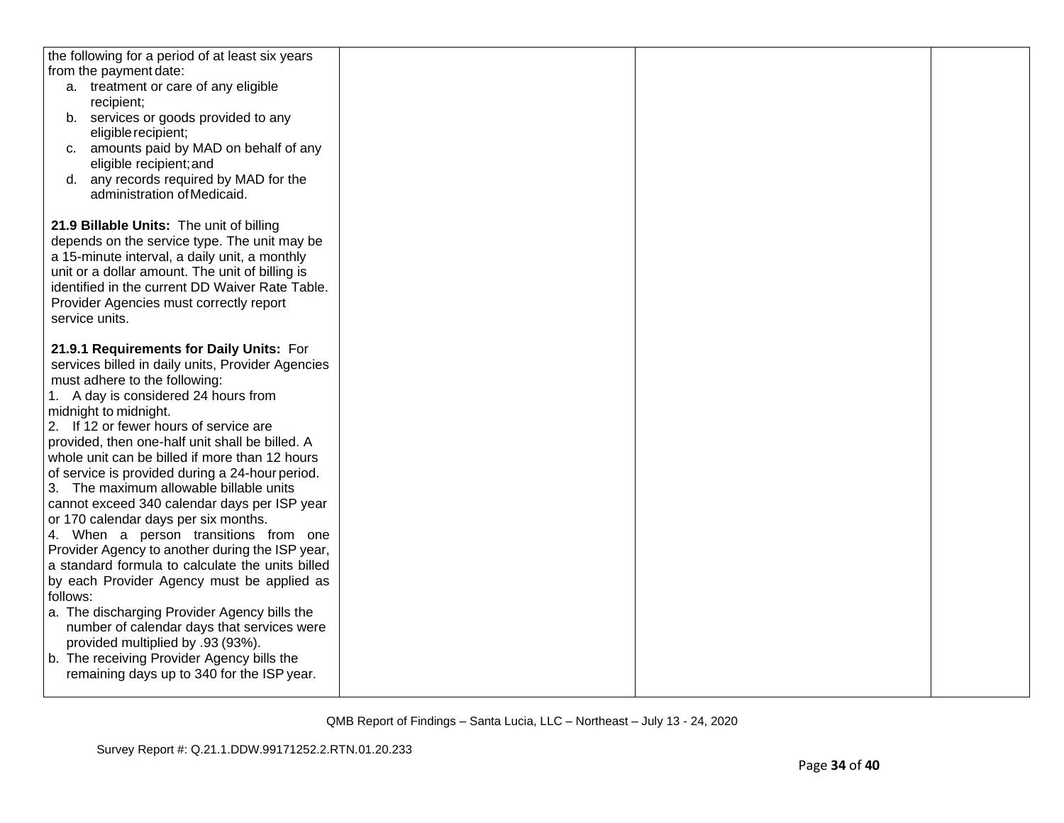| | | | |
|---|---|---|---|
| the following for a period of at least six years from the payment date:<br>a. treatment or care of any eligible recipient;<br>b. services or goods provided to any eligible recipient;<br>c. amounts paid by MAD on behalf of any eligible recipient; and<br>d. any records required by MAD for the administration of Medicaid.<br><br>**21.9 Billable Units:** The unit of billing depends on the service type. The unit may be a 15-minute interval, a daily unit, a monthly unit or a dollar amount. The unit of billing is identified in the current DD Waiver Rate Table. Provider Agencies must correctly report service units.<br><br>**21.9.1 Requirements for Daily Units:** For services billed in daily units, Provider Agencies must adhere to the following:<br>1. A day is considered 24 hours from midnight to midnight.<br>2. If 12 or fewer hours of service are provided, then one-half unit shall be billed. A whole unit can be billed if more than 12 hours of service is provided during a 24-hour period.<br>3. The maximum allowable billable units cannot exceed 340 calendar days per ISP year or 170 calendar days per six months.<br>4. When a person transitions from one Provider Agency to another during the ISP year, a standard formula to calculate the units billed by each Provider Agency must be applied as follows:<br>a. The discharging Provider Agency bills the number of calendar days that services were provided multiplied by .93 (93%).<br>b. The receiving Provider Agency bills the remaining days up to 340 for the ISP year. | | | |

QMB Report of Findings – Santa Lucia, LLC – Northeast – July 13 - 24, 2020

Survey Report #: Q.21.1.DDW.99171252.2.RTN.01.20.233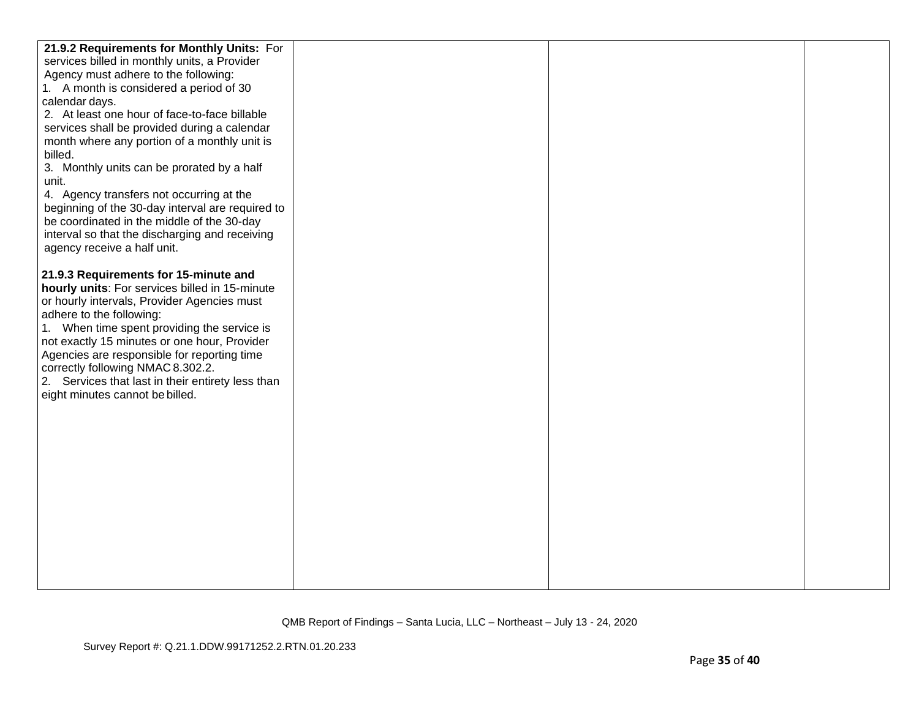| | | | |
|---|---|---|---|
| **21.9.2 Requirements for Monthly Units:** For services billed in monthly units, a Provider Agency must adhere to the following:<br>1. A month is considered a period of 30 calendar days.<br>2. At least one hour of face-to-face billable services shall be provided during a calendar month where any portion of a monthly unit is billed.<br>3. Monthly units can be prorated by a half unit.<br>4. Agency transfers not occurring at the beginning of the 30-day interval are required to be coordinated in the middle of the 30-day interval so that the discharging and receiving agency receive a half unit.<br><br>**21.9.3 Requirements for 15-minute and hourly units**: For services billed in 15-minute or hourly intervals, Provider Agencies must adhere to the following:<br>1. When time spent providing the service is not exactly 15 minutes or one hour, Provider Agencies are responsible for reporting time correctly following NMAC 8.302.2.<br>2. Services that last in their entirety less than eight minutes cannot be billed. | | | |

QMB Report of Findings – Santa Lucia, LLC – Northeast – July 13 - 24, 2020

Survey Report #: Q.21.1.DDW.99171252.2.RTN.01.20.233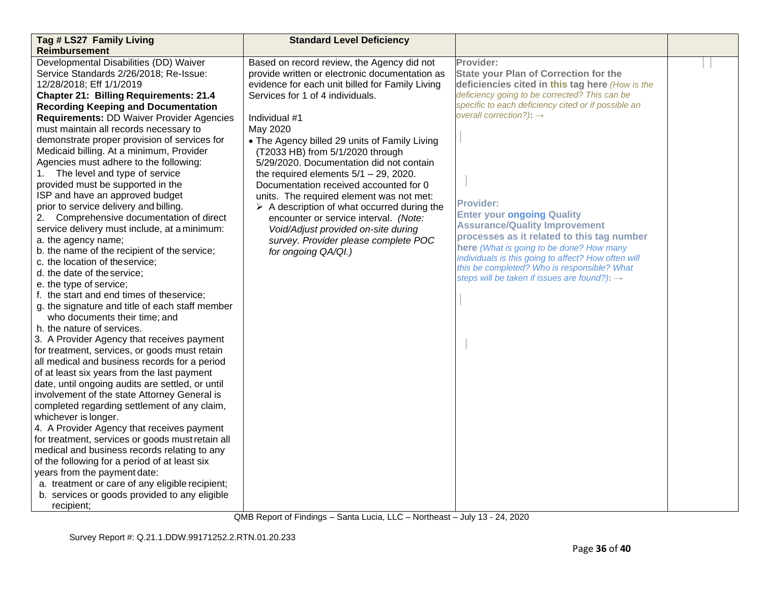| Tag # LS27 Family Living Reimbursement | Standard Level Deficiency | | |
|---|---|---|---|
| Developmental Disabilities (DD) Waiver Service Standards 2/26/2018; Re-Issue: 12/28/2018; Eff 1/1/2019<br>**Chapter 21: Billing Requirements: 21.4 Recording Keeping and Documentation Requirements:** DD Waiver Provider Agencies must maintain all records necessary to demonstrate proper provision of services for Medicaid billing. At a minimum, Provider Agencies must adhere to the following:<br>1. The level and type of service provided must be supported in the ISP and have an approved budget prior to service delivery and billing.<br>2. Comprehensive documentation of direct service delivery must include, at a minimum:<br>a. the agency name;<br>b. the name of the recipient of the service;<br>c. the location of the service;<br>d. the date of the service;<br>e. the type of service;<br>f. the start and end times of the service;<br>g. the signature and title of each staff member who documents their time; and<br>h. the nature of services.<br>3. A Provider Agency that receives payment for treatment, services, or goods must retain all medical and business records for a period of at least six years from the last payment date, until ongoing audits are settled, or until involvement of the state Attorney General is completed regarding settlement of any claim, whichever is longer.<br>4. A Provider Agency that receives payment for treatment, services or goods must retain all medical and business records relating to any of the following for a period of at least six years from the payment date:<br>a. treatment or care of any eligible recipient;<br>b. services or goods provided to any eligible recipient; | Based on record review, the Agency did not provide written or electronic documentation as evidence for each unit billed for Family Living Services for 1 of 4 individuals.<br><br>Individual #1<br>May 2020<br>• The Agency billed 29 units of Family Living (T2033 HB) from 5/1/2020 through 5/29/2020. Documentation did not contain the required elements 5/1 – 29, 2020. Documentation received accounted for 0 units. The required element was not met:<br>➢ A description of what occurred during the encounter or service interval. *(Note: Void/Adjust provided on-site during survey. Provider please complete POC for ongoing QA/QI.)* | **Provider:**<br>**State your Plan of Correction for the deficiencies cited in this tag here** *(How is the deficiency going to be corrected? This can be specific to each deficiency cited or if possible an overall correction?)*: →<br><br>**Provider:**<br>**Enter your ongoing Quality Assurance/Quality Improvement processes as it related to this tag number here** *(What is going to be done? How many individuals is this going to affect? How often will this be completed? Who is responsible? What steps will be taken if issues are found?)*: → | |

QMB Report of Findings – Santa Lucia, LLC – Northeast – July 13 - 24, 2020

Survey Report #: Q.21.1.DDW.99171252.2.RTN.01.20.233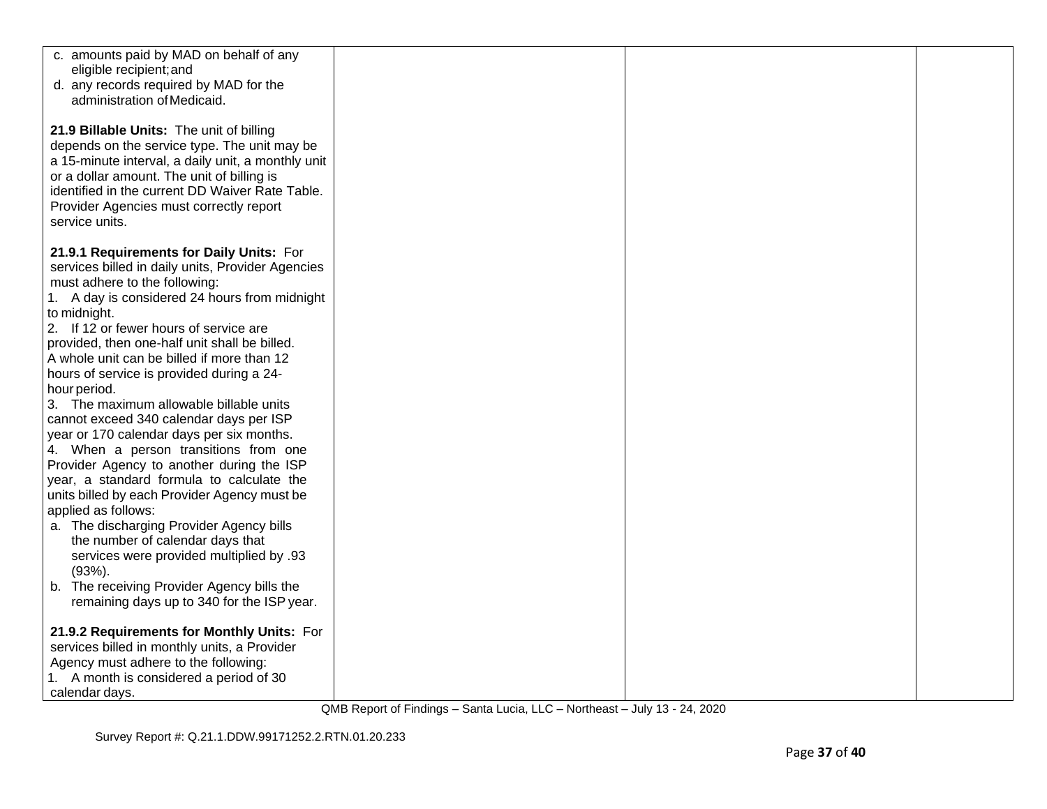| | | | |
|---|---|---|---|
| c. amounts paid by MAD on behalf of any eligible recipient; and<br>d. any records required by MAD for the administration of Medicaid.<br><br>**21.9 Billable Units:** The unit of billing depends on the service type. The unit may be a 15-minute interval, a daily unit, a monthly unit or a dollar amount. The unit of billing is identified in the current DD Waiver Rate Table. Provider Agencies must correctly report service units.<br><br>**21.9.1 Requirements for Daily Units:** For services billed in daily units, Provider Agencies must adhere to the following:<br>1. A day is considered 24 hours from midnight to midnight.<br>2. If 12 or fewer hours of service are provided, then one-half unit shall be billed. A whole unit can be billed if more than 12 hours of service is provided during a 24-hour period.<br>3. The maximum allowable billable units cannot exceed 340 calendar days per ISP year or 170 calendar days per six months.<br>4. When a person transitions from one Provider Agency to another during the ISP year, a standard formula to calculate the units billed by each Provider Agency must be applied as follows:<br>a. The discharging Provider Agency bills the number of calendar days that services were provided multiplied by .93 (93%).<br>b. The receiving Provider Agency bills the remaining days up to 340 for the ISP year.<br><br>**21.9.2 Requirements for Monthly Units:** For services billed in monthly units, a Provider Agency must adhere to the following:<br>1. A month is considered a period of 30 calendar days. | | | |

QMB Report of Findings – Santa Lucia, LLC – Northeast – July 13 - 24, 2020

Survey Report #: Q.21.1.DDW.99171252.2.RTN.01.20.233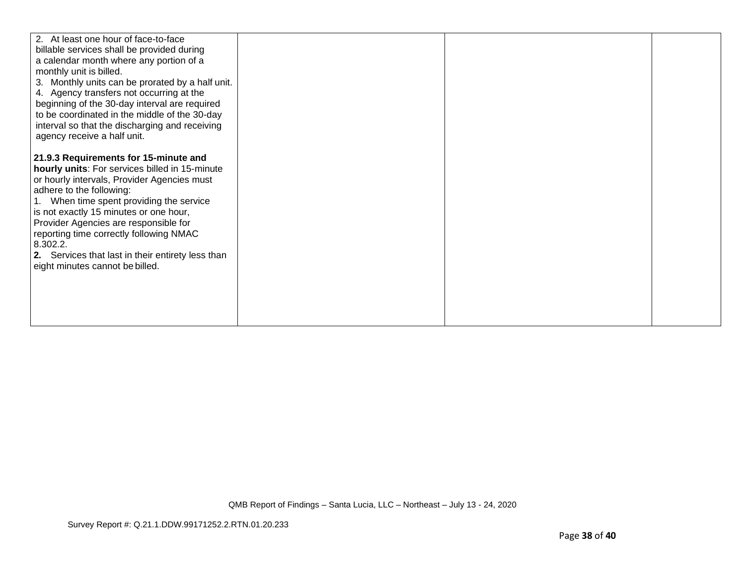| | | | |
|---|---|---|---|
| 2. At least one hour of face-to-face billable services shall be provided during a calendar month where any portion of a monthly unit is billed.<br>3. Monthly units can be prorated by a half unit.<br>4. Agency transfers not occurring at the beginning of the 30-day interval are required to be coordinated in the middle of the 30-day interval so that the discharging and receiving agency receive a half unit.<br><br>**21.9.3 Requirements for 15-minute and hourly units**: For services billed in 15-minute or hourly intervals, Provider Agencies must adhere to the following:<br>1. When time spent providing the service is not exactly 15 minutes or one hour, Provider Agencies are responsible for reporting time correctly following NMAC 8.302.2.<br>**2.** Services that last in their entirety less than eight minutes cannot be billed. | | | |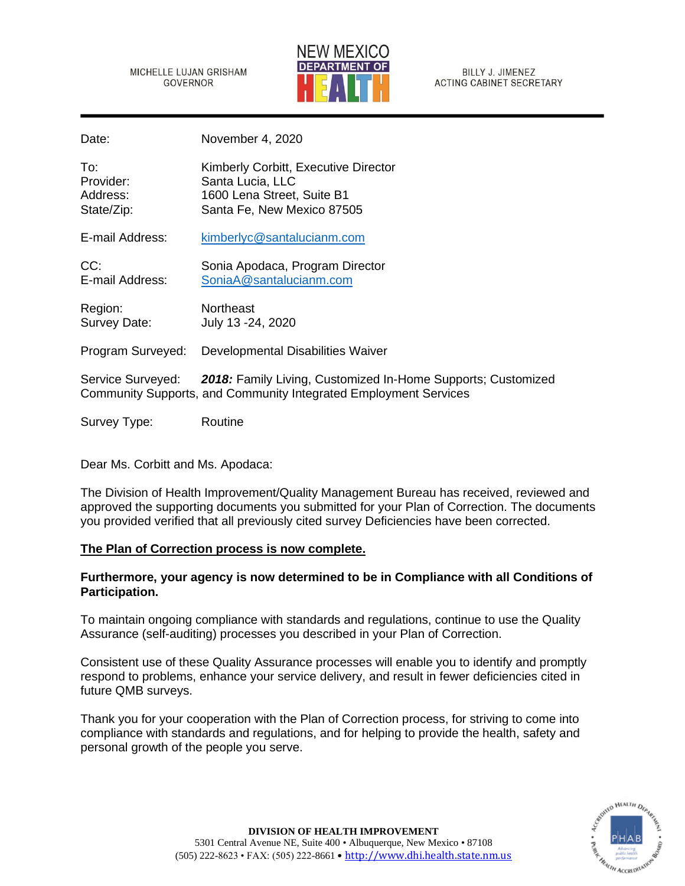MICHELLE LUJAN GRISHAM
GOVERNOR

NEW MEXICO
DEPARTMENT OF
HEALTH

BILLY J. JIMENEZ
ACTING CABINET SECRETARY

| | |
|---|---|
| Date: | November 4, 2020 |
| To: | Kimberly Corbitt, Executive Director |
| Provider: | Santa Lucia, LLC |
| Address: | 1600 Lena Street, Suite B1 |
| State/Zip: | Santa Fe, New Mexico 87505 |
| E-mail Address: | kimberlyc@santalucianm.com |
| CC: | Sonia Apodaca, Program Director |
| E-mail Address: | SoniaA@santalucianm.com |
| Region: | Northeast |
| Survey Date: | July 13 -24, 2020 |
| Program Surveyed: | Developmental Disabilities Waiver |

Service Surveyed: ***2018:*** Family Living, Customized In-Home Supports; Customized Community Supports, and Community Integrated Employment Services

Survey Type: Routine

Dear Ms. Corbitt and Ms. Apodaca:

The Division of Health Improvement/Quality Management Bureau has received, reviewed and approved the supporting documents you submitted for your Plan of Correction. The documents you provided verified that all previously cited survey Deficiencies have been corrected.

**The Plan of Correction process is now complete.**

**Furthermore, your agency is now determined to be in Compliance with all Conditions of Participation.**

To maintain ongoing compliance with standards and regulations, continue to use the Quality Assurance (self-auditing) processes you described in your Plan of Correction.

Consistent use of these Quality Assurance processes will enable you to identify and promptly respond to problems, enhance your service delivery, and result in fewer deficiencies cited in future QMB surveys.

Thank you for your cooperation with the Plan of Correction process, for striving to come into compliance with standards and regulations, and for helping to provide the health, safety and personal growth of the people you serve.

**DIVISION OF HEALTH IMPROVEMENT**
5301 Central Avenue NE, Suite 400 • Albuquerque, New Mexico • 87108
(505) 222-8623 • FAX: (505) 222-8661 • http://www.dhi.health.state.nm.us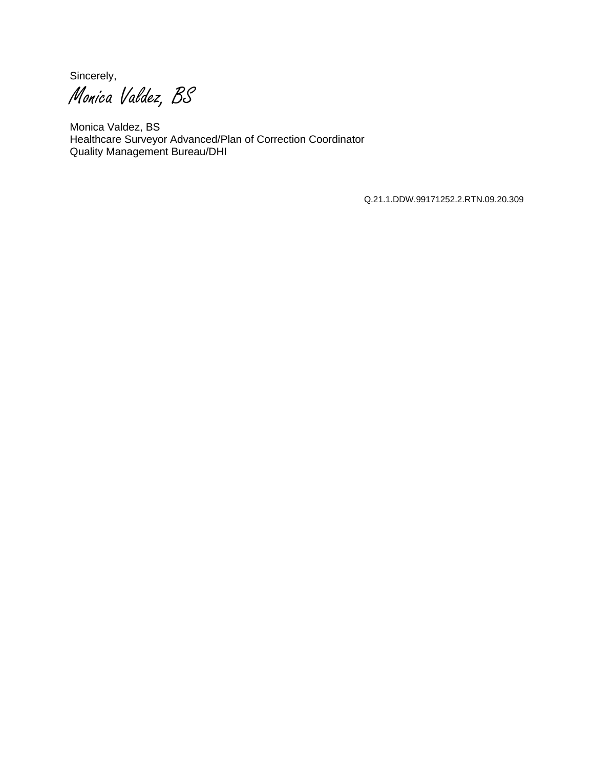Sincerely,

*Monica Valdez, BS*

Monica Valdez, BS
Healthcare Surveyor Advanced/Plan of Correction Coordinator
Quality Management Bureau/DHI

Q.21.1.DDW.99171252.2.RTN.09.20.309